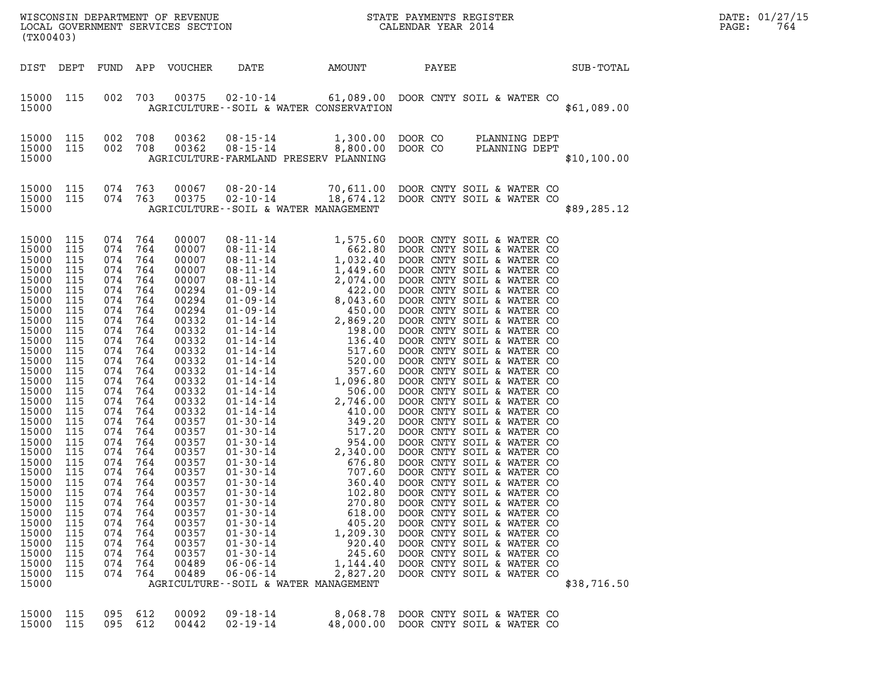WISCONSIN DEPARTMENT OF REVENUE
LOCAL GOVERNMENT SERVICES SECTION
(TX00403)

STATE PAYMENTS REGISTER
CALENDAR YEAR 2014

DATE: 01/27/15

| DIST | DEPT | FUND | APP | VOUCHER | DATE | AMOUNT | PAYEE | SUB-TOTAL |
|---|---|---|---|---|---|---|---|---|
| 15000 | 115 | 002 | 703 | 00375 | 02-10-14 | 61,089.00 | DOOR CNTY SOIL & WATER CO | |
| 15000 | | | | | | AGRICULTURE--SOIL & WATER CONSERVATION | | $61,089.00 |
| 15000 | 115 | 002 | 708 | 00362 | 08-15-14 | 1,300.00 | DOOR CO PLANNING DEPT | |
| 15000 | 115 | 002 | 708 | 00362 | 08-15-14 | 8,800.00 | DOOR CO PLANNING DEPT | |
| 15000 | | | | | | AGRICULTURE-FARMLAND PRESERV PLANNING | | $10,100.00 |
| 15000 | 115 | 074 | 763 | 00067 | 08-20-14 | 70,611.00 | DOOR CNTY SOIL & WATER CO | |
| 15000 | 115 | 074 | 763 | 00375 | 02-10-14 | 18,674.12 | DOOR CNTY SOIL & WATER CO | |
| 15000 | | | | | | AGRICULTURE--SOIL & WATER MANAGEMENT | | $89,285.12 |
| 15000 | 115 | 074 | 764 | 00007 | 08-11-14 | 1,575.60 | DOOR CNTY SOIL & WATER CO | |
| 15000 | 115 | 074 | 764 | 00007 | 08-11-14 | 662.80 | DOOR CNTY SOIL & WATER CO | |
| 15000 | 115 | 074 | 764 | 00007 | 08-11-14 | 1,032.40 | DOOR CNTY SOIL & WATER CO | |
| 15000 | 115 | 074 | 764 | 00007 | 08-11-14 | 1,449.60 | DOOR CNTY SOIL & WATER CO | |
| 15000 | 115 | 074 | 764 | 00007 | 08-11-14 | 2,074.00 | DOOR CNTY SOIL & WATER CO | |
| 15000 | 115 | 074 | 764 | 00294 | 01-09-14 | 422.00 | DOOR CNTY SOIL & WATER CO | |
| 15000 | 115 | 074 | 764 | 00294 | 01-09-14 | 8,043.60 | DOOR CNTY SOIL & WATER CO | |
| 15000 | 115 | 074 | 764 | 00294 | 01-09-14 | 450.00 | DOOR CNTY SOIL & WATER CO | |
| 15000 | 115 | 074 | 764 | 00332 | 01-14-14 | 2,869.20 | DOOR CNTY SOIL & WATER CO | |
| 15000 | 115 | 074 | 764 | 00332 | 01-14-14 | 198.00 | DOOR CNTY SOIL & WATER CO | |
| 15000 | 115 | 074 | 764 | 00332 | 01-14-14 | 136.40 | DOOR CNTY SOIL & WATER CO | |
| 15000 | 115 | 074 | 764 | 00332 | 01-14-14 | 517.60 | DOOR CNTY SOIL & WATER CO | |
| 15000 | 115 | 074 | 764 | 00332 | 01-14-14 | 520.00 | DOOR CNTY SOIL & WATER CO | |
| 15000 | 115 | 074 | 764 | 00332 | 01-14-14 | 357.60 | DOOR CNTY SOIL & WATER CO | |
| 15000 | 115 | 074 | 764 | 00332 | 01-14-14 | 1,096.80 | DOOR CNTY SOIL & WATER CO | |
| 15000 | 115 | 074 | 764 | 00332 | 01-14-14 | 506.00 | DOOR CNTY SOIL & WATER CO | |
| 15000 | 115 | 074 | 764 | 00332 | 01-14-14 | 2,746.00 | DOOR CNTY SOIL & WATER CO | |
| 15000 | 115 | 074 | 764 | 00332 | 01-14-14 | 410.00 | DOOR CNTY SOIL & WATER CO | |
| 15000 | 115 | 074 | 764 | 00357 | 01-30-14 | 349.20 | DOOR CNTY SOIL & WATER CO | |
| 15000 | 115 | 074 | 764 | 00357 | 01-30-14 | 517.20 | DOOR CNTY SOIL & WATER CO | |
| 15000 | 115 | 074 | 764 | 00357 | 01-30-14 | 954.00 | DOOR CNTY SOIL & WATER CO | |
| 15000 | 115 | 074 | 764 | 00357 | 01-30-14 | 2,340.00 | DOOR CNTY SOIL & WATER CO | |
| 15000 | 115 | 074 | 764 | 00357 | 01-30-14 | 676.80 | DOOR CNTY SOIL & WATER CO | |
| 15000 | 115 | 074 | 764 | 00357 | 01-30-14 | 707.60 | DOOR CNTY SOIL & WATER CO | |
| 15000 | 115 | 074 | 764 | 00357 | 01-30-14 | 360.40 | DOOR CNTY SOIL & WATER CO | |
| 15000 | 115 | 074 | 764 | 00357 | 01-30-14 | 102.80 | DOOR CNTY SOIL & WATER CO | |
| 15000 | 115 | 074 | 764 | 00357 | 01-30-14 | 270.80 | DOOR CNTY SOIL & WATER CO | |
| 15000 | 115 | 074 | 764 | 00357 | 01-30-14 | 618.00 | DOOR CNTY SOIL & WATER CO | |
| 15000 | 115 | 074 | 764 | 00357 | 01-30-14 | 405.20 | DOOR CNTY SOIL & WATER CO | |
| 15000 | 115 | 074 | 764 | 00357 | 01-30-14 | 1,209.30 | DOOR CNTY SOIL & WATER CO | |
| 15000 | 115 | 074 | 764 | 00357 | 01-30-14 | 920.40 | DOOR CNTY SOIL & WATER CO | |
| 15000 | 115 | 074 | 764 | 00357 | 01-30-14 | 245.60 | DOOR CNTY SOIL & WATER CO | |
| 15000 | 115 | 074 | 764 | 00489 | 06-06-14 | 1,144.40 | DOOR CNTY SOIL & WATER CO | |
| 15000 | 115 | 074 | 764 | 00489 | 06-06-14 | 2,827.20 | DOOR CNTY SOIL & WATER CO | |
| 15000 | | | | | | AGRICULTURE--SOIL & WATER MANAGEMENT | | $38,716.50 |
| 15000 | 115 | 095 | 612 | 00092 | 09-18-14 | 8,068.78 | DOOR CNTY SOIL & WATER CO | |
| 15000 | 115 | 095 | 612 | 00442 | 02-19-14 | 48,000.00 | DOOR CNTY SOIL & WATER CO | |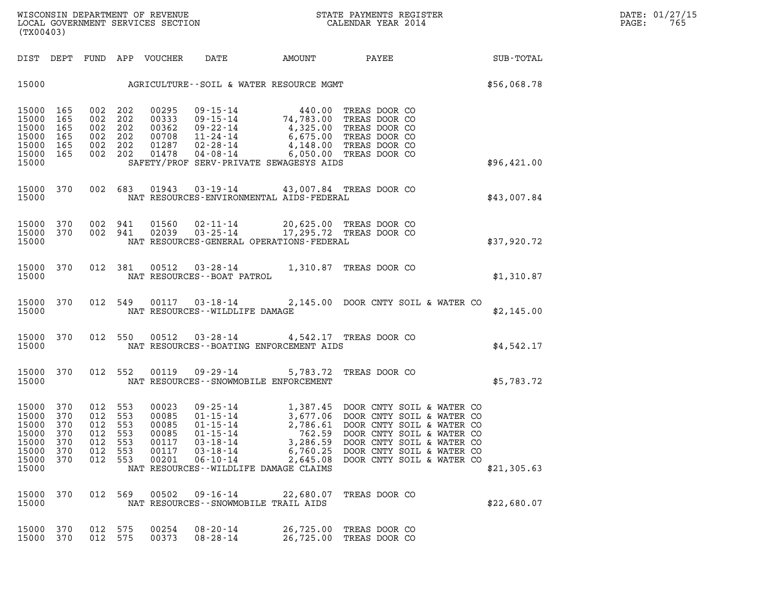| DIST | DEPT | FUND | APP | VOUCHER | DATE | AMOUNT | PAYEE | SUB-TOTAL |
|---|---|---|---|---|---|---|---|---|
| 15000 | | | | | AGRICULTURE--SOIL & WATER RESOURCE MGMT | | | $56,068.78 |
| 15000 | 165 | 002 | 202 | 00295 | 09-15-14 | 440.00 | TREAS DOOR CO | |
| 15000 | 165 | 002 | 202 | 00333 | 09-15-14 | 74,783.00 | TREAS DOOR CO | |
| 15000 | 165 | 002 | 202 | 00362 | 09-22-14 | 4,325.00 | TREAS DOOR CO | |
| 15000 | 165 | 002 | 202 | 00708 | 11-24-14 | 6,675.00 | TREAS DOOR CO | |
| 15000 | 165 | 002 | 202 | 01287 | 02-28-14 | 4,148.00 | TREAS DOOR CO | |
| 15000 | 165 | 002 | 202 | 01478 | 04-08-14 | 6,050.00 | TREAS DOOR CO | |
| 15000 | | | | | SAFETY/PROF SERV-PRIVATE SEWAGESYS AIDS | | | $96,421.00 |
| 15000 | 370 | 002 | 683 | 01943 | 03-19-14 | 43,007.84 | TREAS DOOR CO | |
| 15000 | | | | | NAT RESOURCES-ENVIRONMENTAL AIDS-FEDERAL | | | $43,007.84 |
| 15000 | 370 | 002 | 941 | 01560 | 02-11-14 | 20,625.00 | TREAS DOOR CO | |
| 15000 | 370 | 002 | 941 | 02039 | 03-25-14 | 17,295.72 | TREAS DOOR CO | |
| 15000 | | | | | NAT RESOURCES-GENERAL OPERATIONS-FEDERAL | | | $37,920.72 |
| 15000 | 370 | 012 | 381 | 00512 | 03-28-14 | 1,310.87 | TREAS DOOR CO | |
| 15000 | | | | | NAT RESOURCES--BOAT PATROL | | | $1,310.87 |
| 15000 | 370 | 012 | 549 | 00117 | 03-18-14 | 2,145.00 | DOOR CNTY SOIL & WATER CO | |
| 15000 | | | | | NAT RESOURCES--WILDLIFE DAMAGE | | | $2,145.00 |
| 15000 | 370 | 012 | 550 | 00512 | 03-28-14 | 4,542.17 | TREAS DOOR CO | |
| 15000 | | | | | NAT RESOURCES--BOATING ENFORCEMENT AIDS | | | $4,542.17 |
| 15000 | 370 | 012 | 552 | 00119 | 09-29-14 | 5,783.72 | TREAS DOOR CO | |
| 15000 | | | | | NAT RESOURCES--SNOWMOBILE ENFORCEMENT | | | $5,783.72 |
| 15000 | 370 | 012 | 553 | 00023 | 09-25-14 | 1,387.45 | DOOR CNTY SOIL & WATER CO | |
| 15000 | 370 | 012 | 553 | 00085 | 01-15-14 | 3,677.06 | DOOR CNTY SOIL & WATER CO | |
| 15000 | 370 | 012 | 553 | 00085 | 01-15-14 | 2,786.61 | DOOR CNTY SOIL & WATER CO | |
| 15000 | 370 | 012 | 553 | 00085 | 01-15-14 | 762.59 | DOOR CNTY SOIL & WATER CO | |
| 15000 | 370 | 012 | 553 | 00117 | 03-18-14 | 3,286.59 | DOOR CNTY SOIL & WATER CO | |
| 15000 | 370 | 012 | 553 | 00117 | 03-18-14 | 6,760.25 | DOOR CNTY SOIL & WATER CO | |
| 15000 | 370 | 012 | 553 | 00201 | 06-10-14 | 2,645.08 | DOOR CNTY SOIL & WATER CO | |
| 15000 | | | | | NAT RESOURCES--WILDLIFE DAMAGE CLAIMS | | | $21,305.63 |
| 15000 | 370 | 012 | 569 | 00502 | 09-16-14 | 22,680.07 | TREAS DOOR CO | |
| 15000 | | | | | NAT RESOURCES--SNOWMOBILE TRAIL AIDS | | | $22,680.07 |
| 15000 | 370 | 012 | 575 | 00254 | 08-20-14 | 26,725.00 | TREAS DOOR CO | |
| 15000 | 370 | 012 | 575 | 00373 | 08-28-14 | 26,725.00 | TREAS DOOR CO | |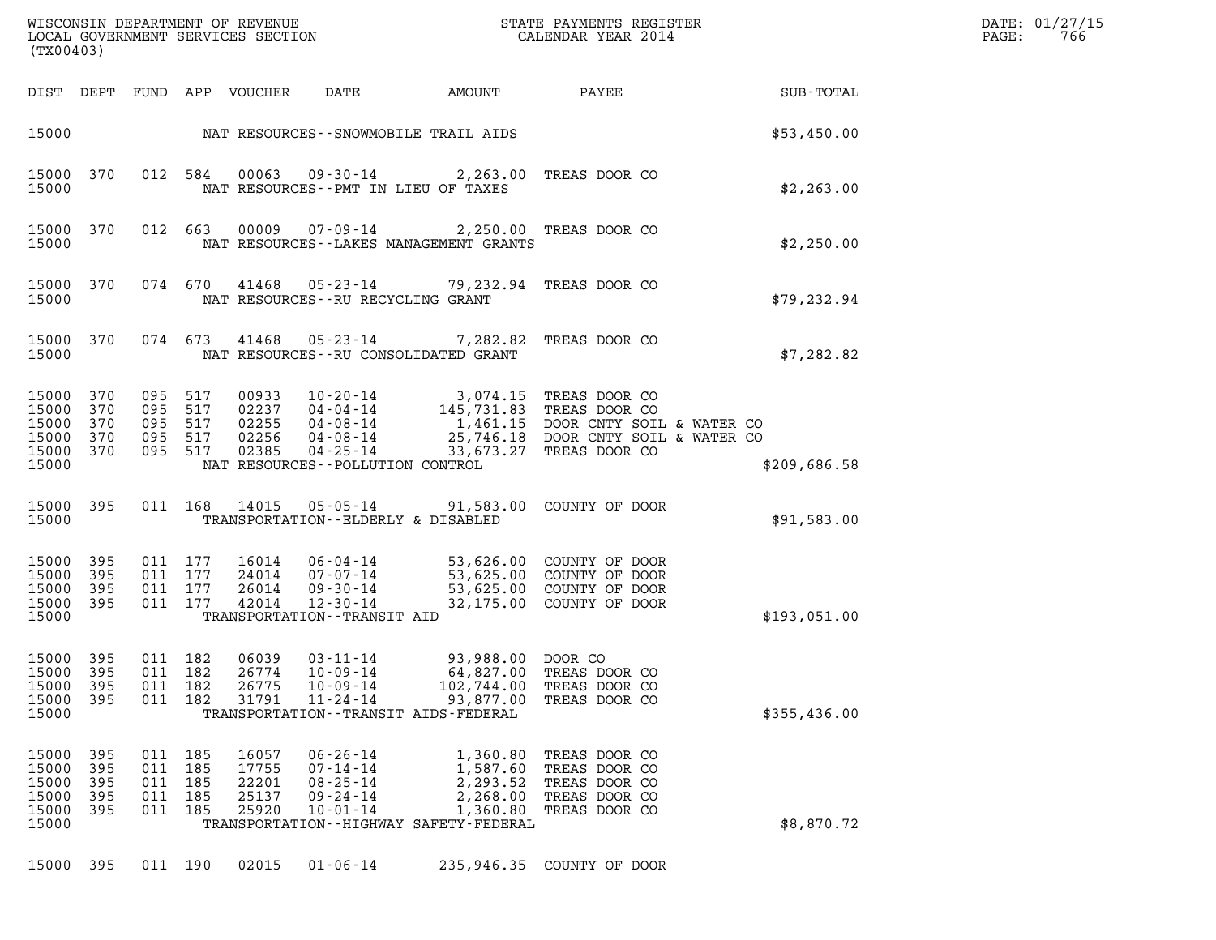WISCONSIN DEPARTMENT OF REVENUE
LOCAL GOVERNMENT SERVICES SECTION
(TX00403)

STATE PAYMENTS REGISTER
CALENDAR YEAR 2014

DATE: 01/27/15
PAGE: 766

| DIST | DEPT | FUND | APP | VOUCHER | DATE | AMOUNT | PAYEE | SUB-TOTAL |
|---|---|---|---|---|---|---|---|---|
| 15000 | | | | | NAT RESOURCES--SNOWMOBILE TRAIL AIDS | | | $53,450.00 |
| 15000 | 370 | 012 | 584 | 00063 | 09-30-14 | 2,263.00 | TREAS DOOR CO | |
| 15000 | | | | | NAT RESOURCES--PMT IN LIEU OF TAXES | | | $2,263.00 |
| 15000 | 370 | 012 | 663 | 00009 | 07-09-14 | 2,250.00 | TREAS DOOR CO | |
| 15000 | | | | | NAT RESOURCES--LAKES MANAGEMENT GRANTS | | | $2,250.00 |
| 15000 | 370 | 074 | 670 | 41468 | 05-23-14 | 79,232.94 | TREAS DOOR CO | |
| 15000 | | | | | NAT RESOURCES--RU RECYCLING GRANT | | | $79,232.94 |
| 15000 | 370 | 074 | 673 | 41468 | 05-23-14 | 7,282.82 | TREAS DOOR CO | |
| 15000 | | | | | NAT RESOURCES--RU CONSOLIDATED GRANT | | | $7,282.82 |
| 15000 | 370 | 095 | 517 | 00933 | 10-20-14 | 3,074.15 | TREAS DOOR CO | |
| 15000 | 370 | 095 | 517 | 02237 | 04-04-14 | 145,731.83 | TREAS DOOR CO | |
| 15000 | 370 | 095 | 517 | 02255 | 04-08-14 | 1,461.15 | DOOR CNTY SOIL & WATER CO | |
| 15000 | 370 | 095 | 517 | 02256 | 04-08-14 | 25,746.18 | DOOR CNTY SOIL & WATER CO | |
| 15000 | 370 | 095 | 517 | 02385 | 04-25-14 | 33,673.27 | TREAS DOOR CO | |
| 15000 | | | | | NAT RESOURCES--POLLUTION CONTROL | | | $209,686.58 |
| 15000 | 395 | 011 | 168 | 14015 | 05-05-14 | 91,583.00 | COUNTY OF DOOR | |
| 15000 | | | | | TRANSPORTATION--ELDERLY & DISABLED | | | $91,583.00 |
| 15000 | 395 | 011 | 177 | 16014 | 06-04-14 | 53,626.00 | COUNTY OF DOOR | |
| 15000 | 395 | 011 | 177 | 24014 | 07-07-14 | 53,625.00 | COUNTY OF DOOR | |
| 15000 | 395 | 011 | 177 | 26014 | 09-30-14 | 53,625.00 | COUNTY OF DOOR | |
| 15000 | 395 | 011 | 177 | 42014 | 12-30-14 | 32,175.00 | COUNTY OF DOOR | |
| 15000 | | | | | TRANSPORTATION--TRANSIT AID | | | $193,051.00 |
| 15000 | 395 | 011 | 182 | 06039 | 03-11-14 | 93,988.00 | DOOR CO | |
| 15000 | 395 | 011 | 182 | 26774 | 10-09-14 | 64,827.00 | TREAS DOOR CO | |
| 15000 | 395 | 011 | 182 | 26775 | 10-09-14 | 102,744.00 | TREAS DOOR CO | |
| 15000 | 395 | 011 | 182 | 31791 | 11-24-14 | 93,877.00 | TREAS DOOR CO | |
| 15000 | | | | | TRANSPORTATION--TRANSIT AIDS-FEDERAL | | | $355,436.00 |
| 15000 | 395 | 011 | 185 | 16057 | 06-26-14 | 1,360.80 | TREAS DOOR CO | |
| 15000 | 395 | 011 | 185 | 17755 | 07-14-14 | 1,587.60 | TREAS DOOR CO | |
| 15000 | 395 | 011 | 185 | 22201 | 08-25-14 | 2,293.52 | TREAS DOOR CO | |
| 15000 | 395 | 011 | 185 | 25137 | 09-24-14 | 2,268.00 | TREAS DOOR CO | |
| 15000 | 395 | 011 | 185 | 25920 | 10-01-14 | 1,360.80 | TREAS DOOR CO | |
| 15000 | | | | | TRANSPORTATION--HIGHWAY SAFETY-FEDERAL | | | $8,870.72 |
| 15000 | 395 | 011 | 190 | 02015 | 01-06-14 | 235,946.35 | COUNTY OF DOOR | |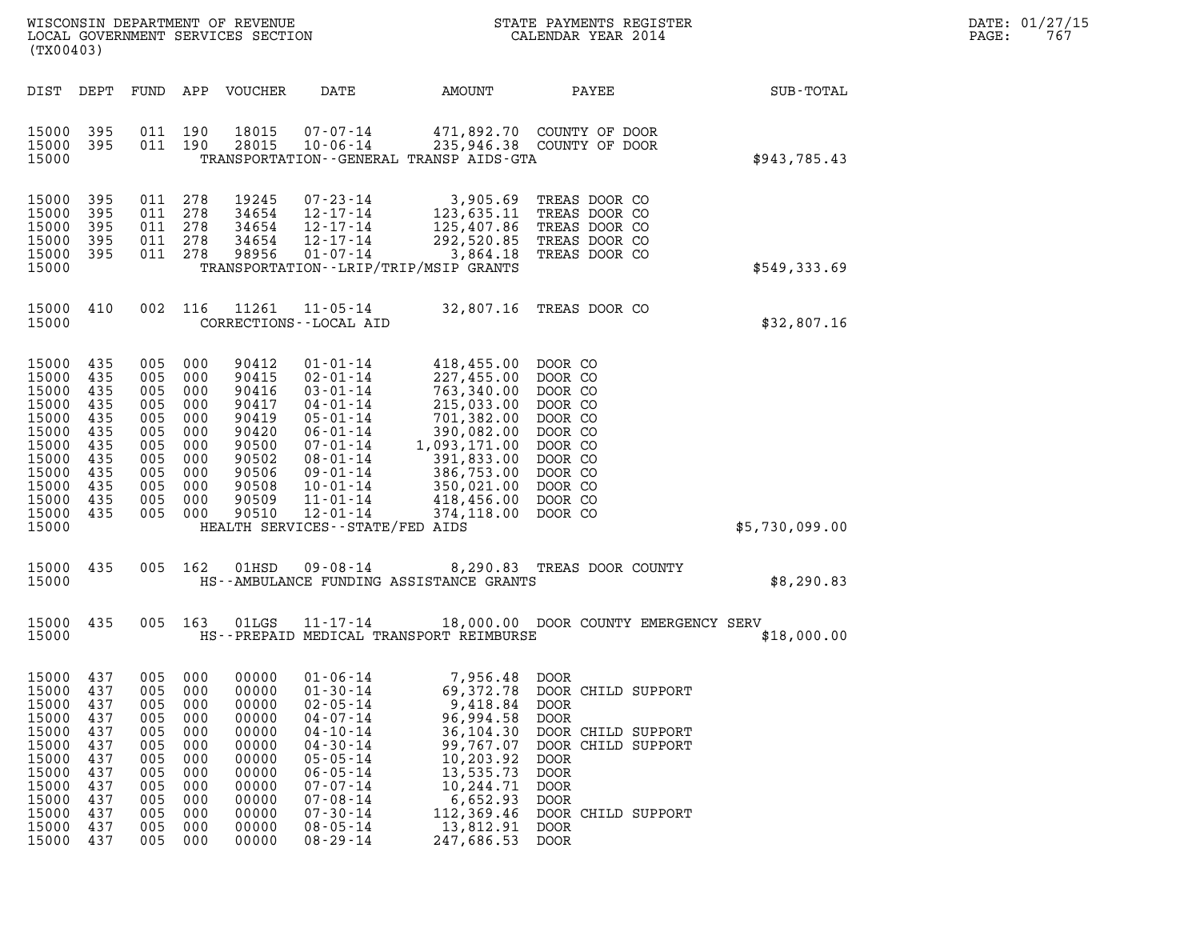WISCONSIN DEPARTMENT OF REVENUE
LOCAL GOVERNMENT SERVICES SECTION
(TX00403)

STATE PAYMENTS REGISTER
CALENDAR YEAR 2014

DATE: 01/27/15
PAGE: 767

| DIST | DEPT | FUND | APP | VOUCHER | DATE | AMOUNT | PAYEE | SUB-TOTAL |
|---|---|---|---|---|---|---|---|---|
| 15000 | 395 | 011 | 190 | 18015 | 07-07-14 | 471,892.70 | COUNTY OF DOOR | |
| 15000 | 395 | 011 | 190 | 28015 | 10-06-14 | 235,946.38 | COUNTY OF DOOR | |
| 15000 | | | | | TRANSPORTATION--GENERAL TRANSP AIDS-GTA | | | $943,785.43 |
| 15000 | 395 | 011 | 278 | 19245 | 07-23-14 | 3,905.69 | TREAS DOOR CO | |
| 15000 | 395 | 011 | 278 | 34654 | 12-17-14 | 123,635.11 | TREAS DOOR CO | |
| 15000 | 395 | 011 | 278 | 34654 | 12-17-14 | 125,407.86 | TREAS DOOR CO | |
| 15000 | 395 | 011 | 278 | 34654 | 12-17-14 | 292,520.85 | TREAS DOOR CO | |
| 15000 | 395 | 011 | 278 | 98956 | 01-07-14 | 3,864.18 | TREAS DOOR CO | |
| 15000 | | | | | TRANSPORTATION--LRIP/TRIP/MSIP GRANTS | | | $549,333.69 |
| 15000 | 410 | 002 | 116 | 11261 | 11-05-14 | 32,807.16 | TREAS DOOR CO | |
| 15000 | | | | | CORRECTIONS--LOCAL AID | | | $32,807.16 |
| 15000 | 435 | 005 | 000 | 90412 | 01-01-14 | 418,455.00 | DOOR CO | |
| 15000 | 435 | 005 | 000 | 90415 | 02-01-14 | 227,455.00 | DOOR CO | |
| 15000 | 435 | 005 | 000 | 90416 | 03-01-14 | 763,340.00 | DOOR CO | |
| 15000 | 435 | 005 | 000 | 90417 | 04-01-14 | 215,033.00 | DOOR CO | |
| 15000 | 435 | 005 | 000 | 90419 | 05-01-14 | 701,382.00 | DOOR CO | |
| 15000 | 435 | 005 | 000 | 90420 | 06-01-14 | 390,082.00 | DOOR CO | |
| 15000 | 435 | 005 | 000 | 90500 | 07-01-14 | 1,093,171.00 | DOOR CO | |
| 15000 | 435 | 005 | 000 | 90502 | 08-01-14 | 391,833.00 | DOOR CO | |
| 15000 | 435 | 005 | 000 | 90506 | 09-01-14 | 386,753.00 | DOOR CO | |
| 15000 | 435 | 005 | 000 | 90508 | 10-01-14 | 350,021.00 | DOOR CO | |
| 15000 | 435 | 005 | 000 | 90509 | 11-01-14 | 418,456.00 | DOOR CO | |
| 15000 | 435 | 005 | 000 | 90510 | 12-01-14 | 374,118.00 | DOOR CO | |
| 15000 | | | | | HEALTH SERVICES--STATE/FED AIDS | | | $5,730,099.00 |
| 15000 | 435 | 005 | 162 | 01HSD | 09-08-14 | 8,290.83 | TREAS DOOR COUNTY | |
| 15000 | | | | | HS--AMBULANCE FUNDING ASSISTANCE GRANTS | | | $8,290.83 |
| 15000 | 435 | 005 | 163 | 01LGS | 11-17-14 | 18,000.00 | DOOR COUNTY EMERGENCY SERV | |
| 15000 | | | | | HS--PREPAID MEDICAL TRANSPORT REIMBURSE | | | $18,000.00 |
| 15000 | 437 | 005 | 000 | 00000 | 01-06-14 | 7,956.48 | DOOR | |
| 15000 | 437 | 005 | 000 | 00000 | 01-30-14 | 69,372.78 | DOOR CHILD SUPPORT | |
| 15000 | 437 | 005 | 000 | 00000 | 02-05-14 | 9,418.84 | DOOR | |
| 15000 | 437 | 005 | 000 | 00000 | 04-07-14 | 96,994.58 | DOOR | |
| 15000 | 437 | 005 | 000 | 00000 | 04-10-14 | 36,104.30 | DOOR CHILD SUPPORT | |
| 15000 | 437 | 005 | 000 | 00000 | 04-30-14 | 99,767.07 | DOOR CHILD SUPPORT | |
| 15000 | 437 | 005 | 000 | 00000 | 05-05-14 | 10,203.92 | DOOR | |
| 15000 | 437 | 005 | 000 | 00000 | 06-05-14 | 13,535.73 | DOOR | |
| 15000 | 437 | 005 | 000 | 00000 | 07-07-14 | 10,244.71 | DOOR | |
| 15000 | 437 | 005 | 000 | 00000 | 07-08-14 | 6,652.93 | DOOR | |
| 15000 | 437 | 005 | 000 | 00000 | 07-30-14 | 112,369.46 | DOOR CHILD SUPPORT | |
| 15000 | 437 | 005 | 000 | 00000 | 08-05-14 | 13,812.91 | DOOR | |
| 15000 | 437 | 005 | 000 | 00000 | 08-29-14 | 247,686.53 | DOOR | |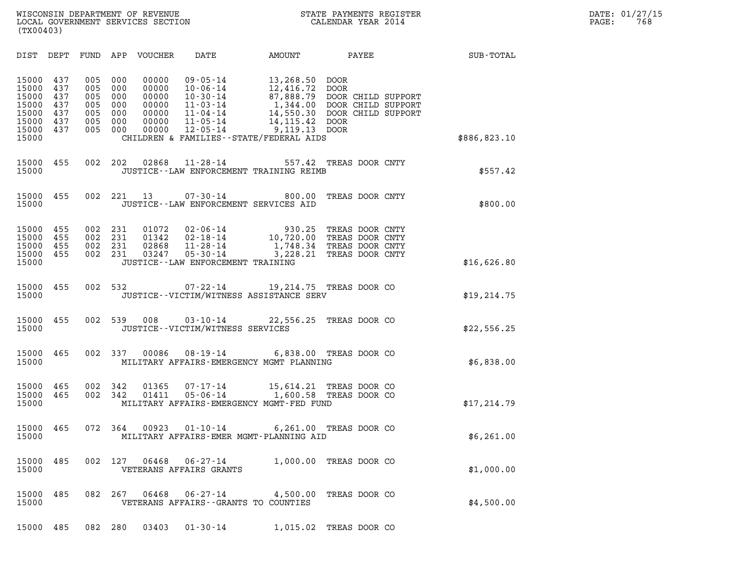WISCONSIN DEPARTMENT OF REVENUE
LOCAL GOVERNMENT SERVICES SECTION
(TX00403)

STATE PAYMENTS REGISTER
CALENDAR YEAR 2014

DATE: 01/27/15
PAGE: 768

| DIST | DEPT | FUND | APP | VOUCHER | DATE | AMOUNT | PAYEE | SUB-TOTAL |
|---|---|---|---|---|---|---|---|---|
| 15000 | 437 | 005 | 000 | 00000 | 09-05-14 | 13,268.50 | DOOR | |
| 15000 | 437 | 005 | 000 | 00000 | 10-06-14 | 12,416.72 | DOOR | |
| 15000 | 437 | 005 | 000 | 00000 | 10-30-14 | 87,888.79 | DOOR CHILD SUPPORT | |
| 15000 | 437 | 005 | 000 | 00000 | 11-03-14 | 1,344.00 | DOOR CHILD SUPPORT | |
| 15000 | 437 | 005 | 000 | 00000 | 11-04-14 | 14,550.30 | DOOR CHILD SUPPORT | |
| 15000 | 437 | 005 | 000 | 00000 | 11-05-14 | 14,115.42 | DOOR | |
| 15000 | 437 | 005 | 000 | 00000 | 12-05-14 | 9,119.13 | DOOR | |
| 15000 | | | | | CHILDREN & FAMILIES--STATE/FEDERAL AIDS | | | $886,823.10 |
| 15000 | 455 | 002 | 202 | 02868 | 11-28-14 | 557.42 | TREAS DOOR CNTY | |
| 15000 | | | | | JUSTICE--LAW ENFORCEMENT TRAINING REIMB | | | $557.42 |
| 15000 | 455 | 002 | 221 | 13 | 07-30-14 | 800.00 | TREAS DOOR CNTY | |
| 15000 | | | | | JUSTICE--LAW ENFORCEMENT SERVICES AID | | | $800.00 |
| 15000 | 455 | 002 | 231 | 01072 | 02-06-14 | 930.25 | TREAS DOOR CNTY | |
| 15000 | 455 | 002 | 231 | 01342 | 02-18-14 | 10,720.00 | TREAS DOOR CNTY | |
| 15000 | 455 | 002 | 231 | 02868 | 11-28-14 | 1,748.34 | TREAS DOOR CNTY | |
| 15000 | 455 | 002 | 231 | 03247 | 05-30-14 | 3,228.21 | TREAS DOOR CNTY | |
| 15000 | | | | | JUSTICE--LAW ENFORCEMENT TRAINING | | | $16,626.80 |
| 15000 | 455 | 002 | 532 | | 07-22-14 | 19,214.75 | TREAS DOOR CO | |
| 15000 | | | | | JUSTICE--VICTIM/WITNESS ASSISTANCE SERV | | | $19,214.75 |
| 15000 | 455 | 002 | 539 | 008 | 03-10-14 | 22,556.25 | TREAS DOOR CO | |
| 15000 | | | | | JUSTICE--VICTIM/WITNESS SERVICES | | | $22,556.25 |
| 15000 | 465 | 002 | 337 | 00086 | 08-19-14 | 6,838.00 | TREAS DOOR CO | |
| 15000 | | | | | MILITARY AFFAIRS-EMERGENCY MGMT PLANNING | | | $6,838.00 |
| 15000 | 465 | 002 | 342 | 01365 | 07-17-14 | 15,614.21 | TREAS DOOR CO | |
| 15000 | 465 | 002 | 342 | 01411 | 05-06-14 | 1,600.58 | TREAS DOOR CO | |
| 15000 | | | | | MILITARY AFFAIRS-EMERGENCY MGMT-FED FUND | | | $17,214.79 |
| 15000 | 465 | 072 | 364 | 00923 | 01-10-14 | 6,261.00 | TREAS DOOR CO | |
| 15000 | | | | | MILITARY AFFAIRS-EMER MGMT-PLANNING AID | | | $6,261.00 |
| 15000 | 485 | 002 | 127 | 06468 | 06-27-14 | 1,000.00 | TREAS DOOR CO | |
| 15000 | | | | | VETERANS AFFAIRS GRANTS | | | $1,000.00 |
| 15000 | 485 | 082 | 267 | 06468 | 06-27-14 | 4,500.00 | TREAS DOOR CO | |
| 15000 | | | | | VETERANS AFFAIRS--GRANTS TO COUNTIES | | | $4,500.00 |
| 15000 | 485 | 082 | 280 | 03403 | 01-30-14 | 1,015.02 | TREAS DOOR CO | |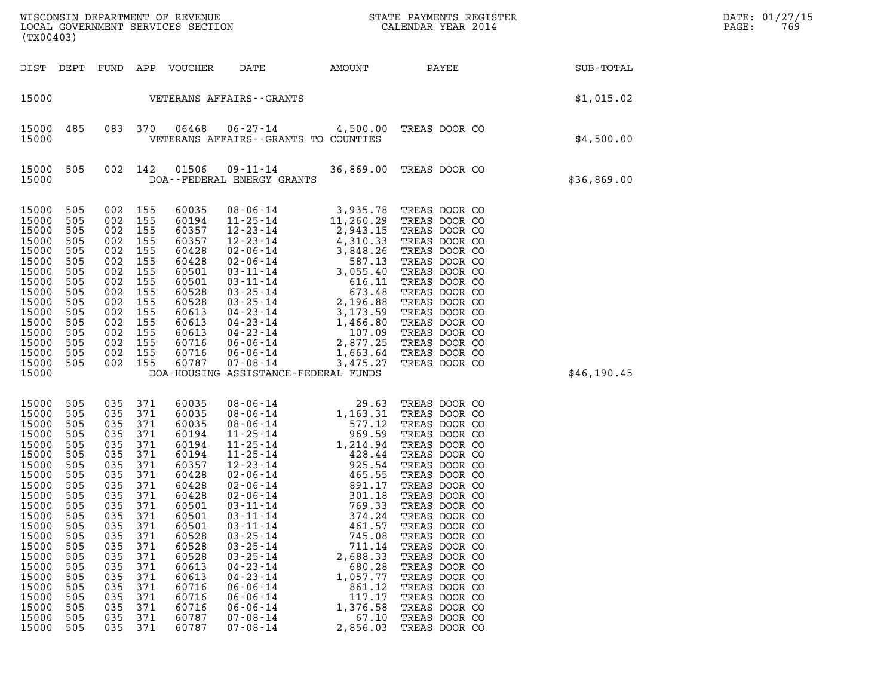WISCONSIN DEPARTMENT OF REVENUE
LOCAL GOVERNMENT SERVICES SECTION
(TX00403)

STATE PAYMENTS REGISTER
CALENDAR YEAR 2014

DATE: 01/27/15
PAGE: 769

| DIST | DEPT | FUND | APP | VOUCHER | DATE | AMOUNT | PAYEE | SUB-TOTAL |
|---|---|---|---|---|---|---|---|---|
| 15000 | | | | VETERANS AFFAIRS--GRANTS | | | | $1,015.02 |
| 15000 | 485 | 083 | 370 | 06468 | 06-27-14 | 4,500.00 | TREAS DOOR CO | |
| 15000 | | | | VETERANS AFFAIRS--GRANTS TO COUNTIES | | | | $4,500.00 |
| 15000 | 505 | 002 | 142 | 01506 | 09-11-14 | 36,869.00 | TREAS DOOR CO | |
| 15000 | | | | DOA--FEDERAL ENERGY GRANTS | | | | $36,869.00 |
| 15000 | 505 | 002 | 155 | 60035 | 08-06-14 | 3,935.78 | TREAS DOOR CO | |
| 15000 | 505 | 002 | 155 | 60194 | 11-25-14 | 11,260.29 | TREAS DOOR CO | |
| 15000 | 505 | 002 | 155 | 60357 | 12-23-14 | 2,943.15 | TREAS DOOR CO | |
| 15000 | 505 | 002 | 155 | 60357 | 12-23-14 | 4,310.33 | TREAS DOOR CO | |
| 15000 | 505 | 002 | 155 | 60428 | 02-06-14 | 3,848.26 | TREAS DOOR CO | |
| 15000 | 505 | 002 | 155 | 60428 | 02-06-14 | 587.13 | TREAS DOOR CO | |
| 15000 | 505 | 002 | 155 | 60501 | 03-11-14 | 3,055.40 | TREAS DOOR CO | |
| 15000 | 505 | 002 | 155 | 60501 | 03-11-14 | 616.11 | TREAS DOOR CO | |
| 15000 | 505 | 002 | 155 | 60528 | 03-25-14 | 673.48 | TREAS DOOR CO | |
| 15000 | 505 | 002 | 155 | 60528 | 03-25-14 | 2,196.88 | TREAS DOOR CO | |
| 15000 | 505 | 002 | 155 | 60613 | 04-23-14 | 3,173.59 | TREAS DOOR CO | |
| 15000 | 505 | 002 | 155 | 60613 | 04-23-14 | 1,466.80 | TREAS DOOR CO | |
| 15000 | 505 | 002 | 155 | 60613 | 04-23-14 | 107.09 | TREAS DOOR CO | |
| 15000 | 505 | 002 | 155 | 60716 | 06-06-14 | 2,877.25 | TREAS DOOR CO | |
| 15000 | 505 | 002 | 155 | 60716 | 06-06-14 | 1,663.64 | TREAS DOOR CO | |
| 15000 | 505 | 002 | 155 | 60787 | 07-08-14 | 3,475.27 | TREAS DOOR CO | |
| 15000 | | | | DOA-HOUSING ASSISTANCE-FEDERAL FUNDS | | | | $46,190.45 |
| 15000 | 505 | 035 | 371 | 60035 | 08-06-14 | 29.63 | TREAS DOOR CO | |
| 15000 | 505 | 035 | 371 | 60035 | 08-06-14 | 1,163.31 | TREAS DOOR CO | |
| 15000 | 505 | 035 | 371 | 60035 | 08-06-14 | 577.12 | TREAS DOOR CO | |
| 15000 | 505 | 035 | 371 | 60194 | 11-25-14 | 969.59 | TREAS DOOR CO | |
| 15000 | 505 | 035 | 371 | 60194 | 11-25-14 | 1,214.94 | TREAS DOOR CO | |
| 15000 | 505 | 035 | 371 | 60194 | 11-25-14 | 428.44 | TREAS DOOR CO | |
| 15000 | 505 | 035 | 371 | 60357 | 12-23-14 | 925.54 | TREAS DOOR CO | |
| 15000 | 505 | 035 | 371 | 60428 | 02-06-14 | 465.55 | TREAS DOOR CO | |
| 15000 | 505 | 035 | 371 | 60428 | 02-06-14 | 891.17 | TREAS DOOR CO | |
| 15000 | 505 | 035 | 371 | 60428 | 02-06-14 | 301.18 | TREAS DOOR CO | |
| 15000 | 505 | 035 | 371 | 60501 | 03-11-14 | 769.33 | TREAS DOOR CO | |
| 15000 | 505 | 035 | 371 | 60501 | 03-11-14 | 374.24 | TREAS DOOR CO | |
| 15000 | 505 | 035 | 371 | 60501 | 03-11-14 | 461.57 | TREAS DOOR CO | |
| 15000 | 505 | 035 | 371 | 60528 | 03-25-14 | 745.08 | TREAS DOOR CO | |
| 15000 | 505 | 035 | 371 | 60528 | 03-25-14 | 711.14 | TREAS DOOR CO | |
| 15000 | 505 | 035 | 371 | 60528 | 03-25-14 | 2,688.33 | TREAS DOOR CO | |
| 15000 | 505 | 035 | 371 | 60613 | 04-23-14 | 680.28 | TREAS DOOR CO | |
| 15000 | 505 | 035 | 371 | 60613 | 04-23-14 | 1,057.77 | TREAS DOOR CO | |
| 15000 | 505 | 035 | 371 | 60716 | 06-06-14 | 861.12 | TREAS DOOR CO | |
| 15000 | 505 | 035 | 371 | 60716 | 06-06-14 | 117.17 | TREAS DOOR CO | |
| 15000 | 505 | 035 | 371 | 60716 | 06-06-14 | 1,376.58 | TREAS DOOR CO | |
| 15000 | 505 | 035 | 371 | 60787 | 07-08-14 | 67.10 | TREAS DOOR CO | |
| 15000 | 505 | 035 | 371 | 60787 | 07-08-14 | 2,856.03 | TREAS DOOR CO | |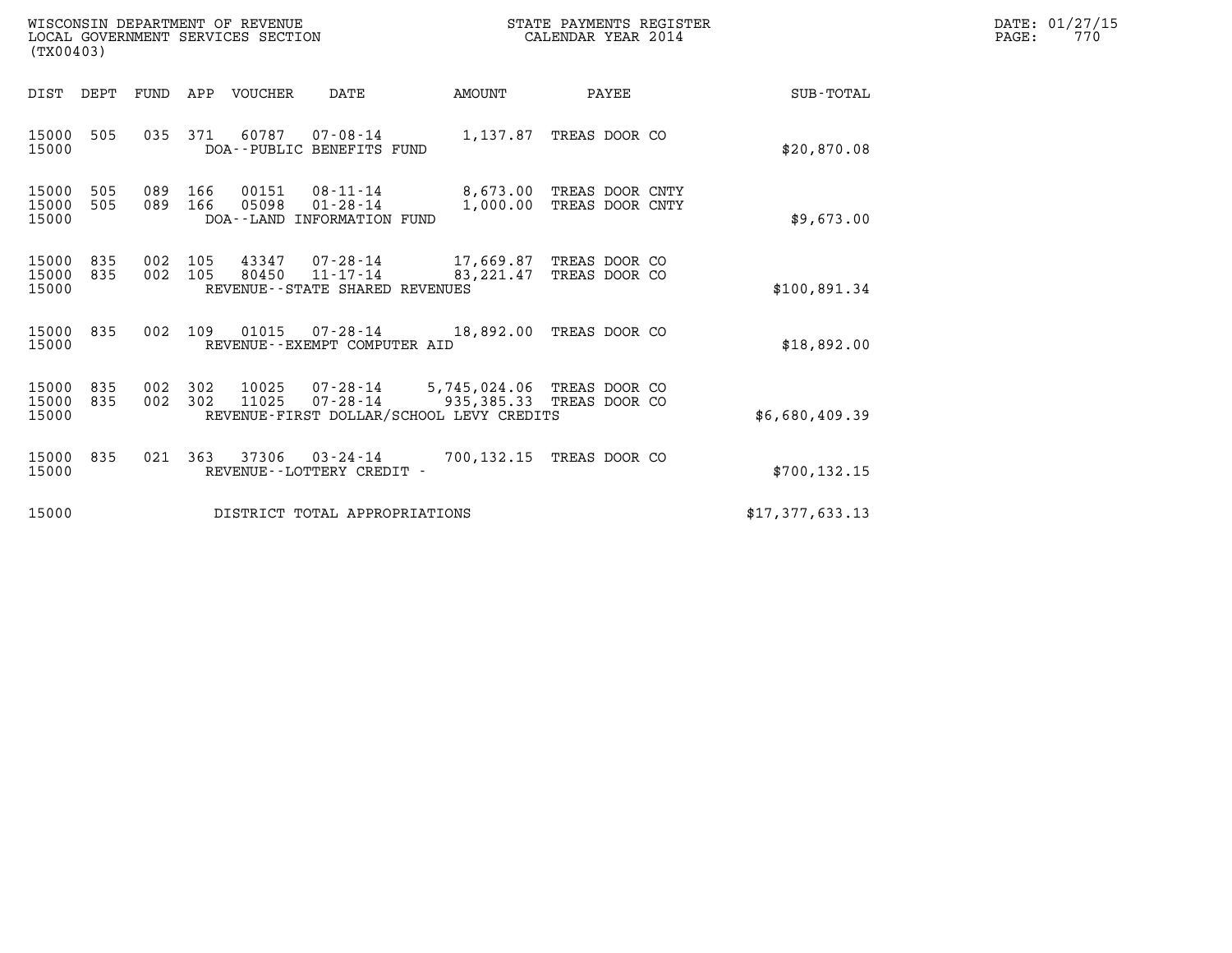WISCONSIN DEPARTMENT OF REVENUE
LOCAL GOVERNMENT SERVICES SECTION
(TX00403)

STATE PAYMENTS REGISTER
CALENDAR YEAR 2014

DATE: 01/27/15
PAGE: 770

| DIST | DEPT | FUND | APP | VOUCHER | DATE | AMOUNT | PAYEE | SUB-TOTAL |
|---|---|---|---|---|---|---|---|---|
| 15000 | 505 | 035 | 371 | 60787 | 07-08-14 | 1,137.87 | TREAS DOOR CO | |
| 15000 | | | | DOA--PUBLIC BENEFITS FUND | | | | $20,870.08 |
| 15000 | 505 | 089 | 166 | 00151 | 08-11-14 | 8,673.00 | TREAS DOOR CNTY | |
| 15000 | 505 | 089 | 166 | 05098 | 01-28-14 | 1,000.00 | TREAS DOOR CNTY | |
| 15000 | | | | DOA--LAND INFORMATION FUND | | | | $9,673.00 |
| 15000 | 835 | 002 | 105 | 43347 | 07-28-14 | 17,669.87 | TREAS DOOR CO | |
| 15000 | 835 | 002 | 105 | 80450 | 11-17-14 | 83,221.47 | TREAS DOOR CO | |
| 15000 | | | | REVENUE--STATE SHARED REVENUES | | | | $100,891.34 |
| 15000 | 835 | 002 | 109 | 01015 | 07-28-14 | 18,892.00 | TREAS DOOR CO | |
| 15000 | | | | REVENUE--EXEMPT COMPUTER AID | | | | $18,892.00 |
| 15000 | 835 | 002 | 302 | 10025 | 07-28-14 | 5,745,024.06 | TREAS DOOR CO | |
| 15000 | 835 | 002 | 302 | 11025 | 07-28-14 | 935,385.33 | TREAS DOOR CO | |
| 15000 | | | | REVENUE-FIRST DOLLAR/SCHOOL LEVY CREDITS | | | | $6,680,409.39 |
| 15000 | 835 | 021 | 363 | 37306 | 03-24-14 | 700,132.15 | TREAS DOOR CO | |
| 15000 | | | | REVENUE--LOTTERY CREDIT - | | | | $700,132.15 |
| 15000 | | | | DISTRICT TOTAL APPROPRIATIONS | | | | $17,377,633.13 |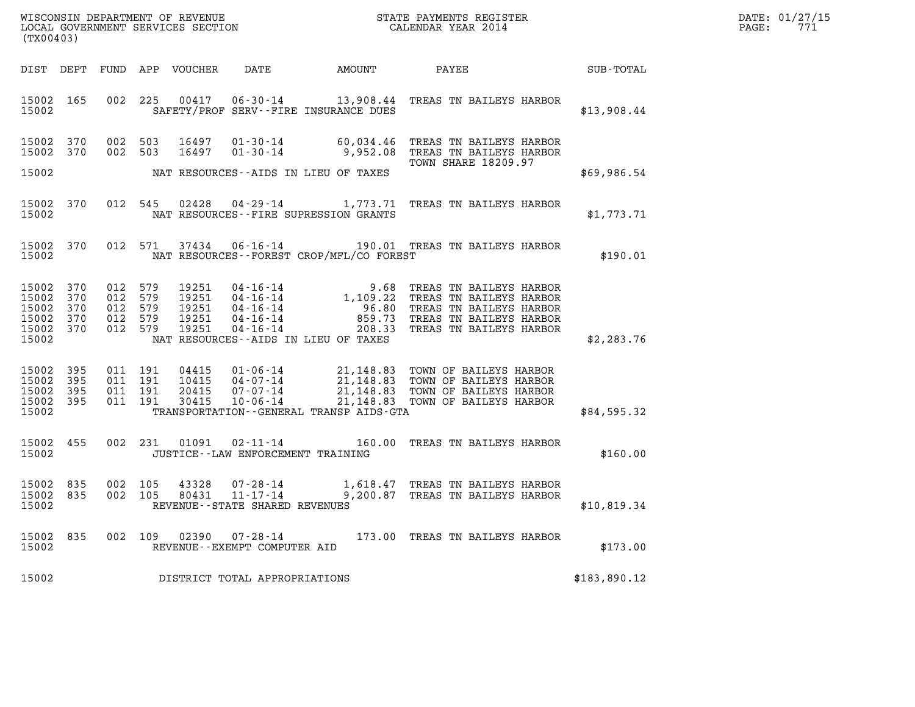WISCONSIN DEPARTMENT OF REVENUE
LOCAL GOVERNMENT SERVICES SECTION
(TX00403)

STATE PAYMENTS REGISTER
CALENDAR YEAR 2014

DATE: 01/27/15
PAGE: 771

| DIST | DEPT | FUND | APP | VOUCHER | DATE | AMOUNT | PAYEE | SUB-TOTAL |
|---|---|---|---|---|---|---|---|---|
| 15002 | 165 | 002 | 225 | 00417 | 06-30-14 | 13,908.44 | TREAS TN BAILEYS HARBOR | |
| 15002 | | | | | SAFETY/PROF SERV--FIRE INSURANCE DUES | | | $13,908.44 |
| 15002 | 370 | 002 | 503 | 16497 | 01-30-14 | 60,034.46 | TREAS TN BAILEYS HARBOR | |
| 15002 | 370 | 002 | 503 | 16497 | 01-30-14 | 9,952.08 | TREAS TN BAILEYS HARBOR | |
| | | | | | | | TOWN SHARE 18209.97 | |
| 15002 | | | | | NAT RESOURCES--AIDS IN LIEU OF TAXES | | | $69,986.54 |
| 15002 | 370 | 012 | 545 | 02428 | 04-29-14 | 1,773.71 | TREAS TN BAILEYS HARBOR | |
| 15002 | | | | | NAT RESOURCES--FIRE SUPRESSION GRANTS | | | $1,773.71 |
| 15002 | 370 | 012 | 571 | 37434 | 06-16-14 | 190.01 | TREAS TN BAILEYS HARBOR | |
| 15002 | | | | | NAT RESOURCES--FOREST CROP/MFL/CO FOREST | | | $190.01 |
| 15002 | 370 | 012 | 579 | 19251 | 04-16-14 | 9.68 | TREAS TN BAILEYS HARBOR | |
| 15002 | 370 | 012 | 579 | 19251 | 04-16-14 | 1,109.22 | TREAS TN BAILEYS HARBOR | |
| 15002 | 370 | 012 | 579 | 19251 | 04-16-14 | 96.80 | TREAS TN BAILEYS HARBOR | |
| 15002 | 370 | 012 | 579 | 19251 | 04-16-14 | 859.73 | TREAS TN BAILEYS HARBOR | |
| 15002 | 370 | 012 | 579 | 19251 | 04-16-14 | 208.33 | TREAS TN BAILEYS HARBOR | |
| 15002 | | | | | NAT RESOURCES--AIDS IN LIEU OF TAXES | | | $2,283.76 |
| 15002 | 395 | 011 | 191 | 04415 | 01-06-14 | 21,148.83 | TOWN OF BAILEYS HARBOR | |
| 15002 | 395 | 011 | 191 | 10415 | 04-07-14 | 21,148.83 | TOWN OF BAILEYS HARBOR | |
| 15002 | 395 | 011 | 191 | 20415 | 07-07-14 | 21,148.83 | TOWN OF BAILEYS HARBOR | |
| 15002 | 395 | 011 | 191 | 30415 | 10-06-14 | 21,148.83 | TOWN OF BAILEYS HARBOR | |
| 15002 | | | | | TRANSPORTATION--GENERAL TRANSP AIDS-GTA | | | $84,595.32 |
| 15002 | 455 | 002 | 231 | 01091 | 02-11-14 | 160.00 | TREAS TN BAILEYS HARBOR | |
| 15002 | | | | | JUSTICE--LAW ENFORCEMENT TRAINING | | | $160.00 |
| 15002 | 835 | 002 | 105 | 43328 | 07-28-14 | 1,618.47 | TREAS TN BAILEYS HARBOR | |
| 15002 | 835 | 002 | 105 | 80431 | 11-17-14 | 9,200.87 | TREAS TN BAILEYS HARBOR | |
| 15002 | | | | | REVENUE--STATE SHARED REVENUES | | | $10,819.34 |
| 15002 | 835 | 002 | 109 | 02390 | 07-28-14 | 173.00 | TREAS TN BAILEYS HARBOR | |
| 15002 | | | | | REVENUE--EXEMPT COMPUTER AID | | | $173.00 |
| 15002 | | | | | DISTRICT TOTAL APPROPRIATIONS | | | $183,890.12 |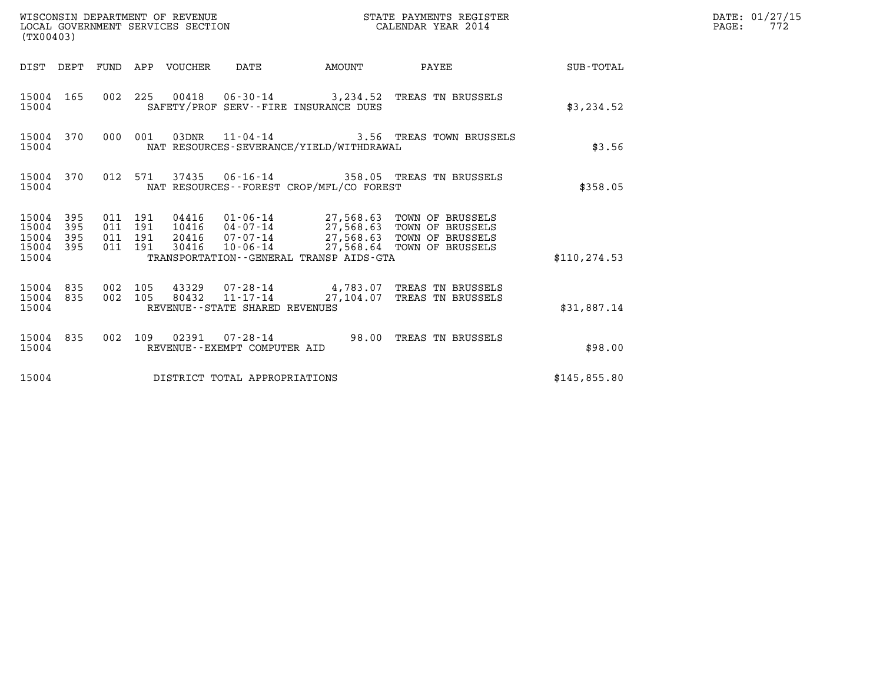WISCONSIN DEPARTMENT OF REVENUE
LOCAL GOVERNMENT SERVICES SECTION
(TX00403)

STATE PAYMENTS REGISTER
CALENDAR YEAR 2014

DATE: 01/27/15
PAGE: 772

| DIST | DEPT | FUND | APP | VOUCHER | DATE | AMOUNT | PAYEE | SUB-TOTAL |
|---|---|---|---|---|---|---|---|---|
| 15004 | 165 | 002 | 225 | 00418 | 06-30-14 | 3,234.52 | TREAS TN BRUSSELS | |
| 15004 | | | | SAFETY/PROF SERV--FIRE INSURANCE DUES | | | | $3,234.52 |
| 15004 | 370 | 000 | 001 | 03DNR | 11-04-14 | 3.56 | TREAS TOWN BRUSSELS | |
| 15004 | | | | NAT RESOURCES-SEVERANCE/YIELD/WITHDRAWAL | | | | $3.56 |
| 15004 | 370 | 012 | 571 | 37435 | 06-16-14 | 358.05 | TREAS TN BRUSSELS | |
| 15004 | | | | NAT RESOURCES--FOREST CROP/MFL/CO FOREST | | | | $358.05 |
| 15004 | 395 | 011 | 191 | 04416 | 01-06-14 | 27,568.63 | TOWN OF BRUSSELS | |
| 15004 | 395 | 011 | 191 | 10416 | 04-07-14 | 27,568.63 | TOWN OF BRUSSELS | |
| 15004 | 395 | 011 | 191 | 20416 | 07-07-14 | 27,568.63 | TOWN OF BRUSSELS | |
| 15004 | 395 | 011 | 191 | 30416 | 10-06-14 | 27,568.64 | TOWN OF BRUSSELS | |
| 15004 | | | | TRANSPORTATION--GENERAL TRANSP AIDS-GTA | | | | $110,274.53 |
| 15004 | 835 | 002 | 105 | 43329 | 07-28-14 | 4,783.07 | TREAS TN BRUSSELS | |
| 15004 | 835 | 002 | 105 | 80432 | 11-17-14 | 27,104.07 | TREAS TN BRUSSELS | |
| 15004 | | | | REVENUE--STATE SHARED REVENUES | | | | $31,887.14 |
| 15004 | 835 | 002 | 109 | 02391 | 07-28-14 | 98.00 | TREAS TN BRUSSELS | |
| 15004 | | | | REVENUE--EXEMPT COMPUTER AID | | | | $98.00 |
| 15004 | | | | DISTRICT TOTAL APPROPRIATIONS | | | | $145,855.80 |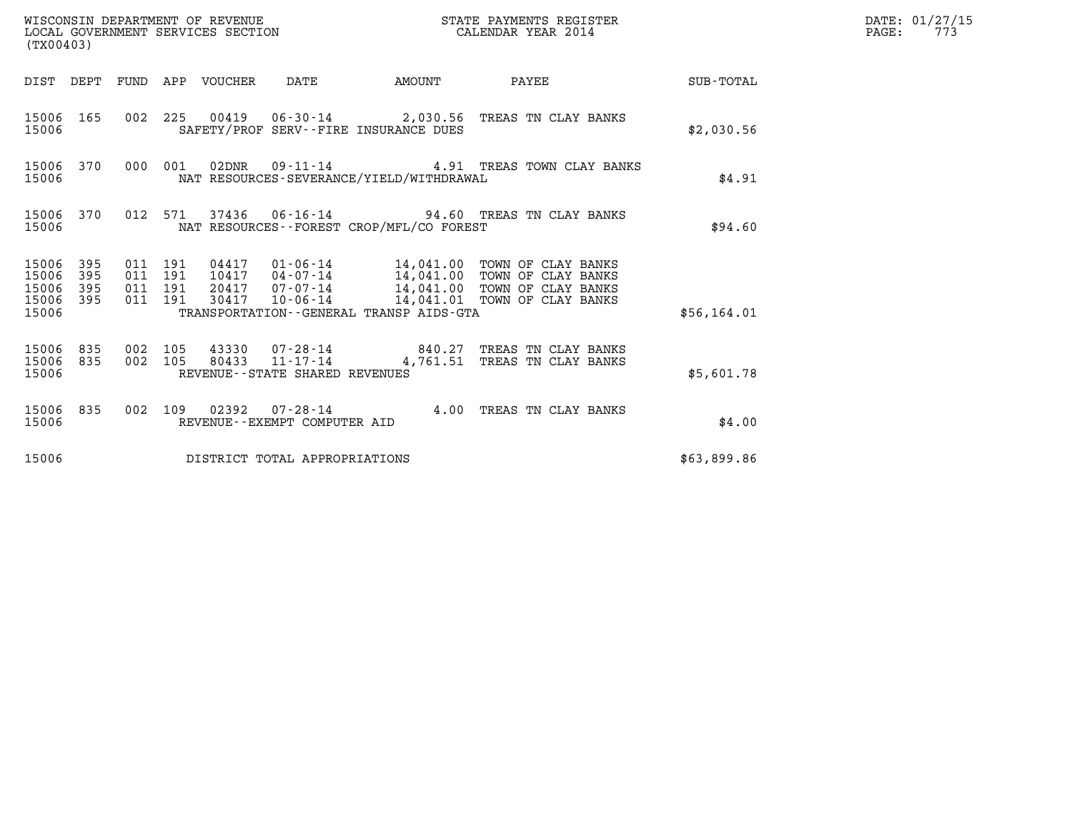WISCONSIN DEPARTMENT OF REVENUE
LOCAL GOVERNMENT SERVICES SECTION
(TX00403)

STATE PAYMENTS REGISTER
CALENDAR YEAR 2014

DATE: 01/27/15
PAGE: 773

| DIST | DEPT | FUND | APP | VOUCHER | DATE | AMOUNT | PAYEE | SUB-TOTAL |
|---|---|---|---|---|---|---|---|---|
| 15006 | 165 | 002 | 225 | 00419 | 06-30-14 | 2,030.56 | TREAS TN CLAY BANKS | |
| 15006 | | | | | SAFETY/PROF SERV--FIRE INSURANCE DUES | | | $2,030.56 |
| 15006 | 370 | 000 | 001 | 02DNR | 09-11-14 | 4.91 | TREAS TOWN CLAY BANKS | |
| 15006 | | | | | NAT RESOURCES-SEVERANCE/YIELD/WITHDRAWAL | | | $4.91 |
| 15006 | 370 | 012 | 571 | 37436 | 06-16-14 | 94.60 | TREAS TN CLAY BANKS | |
| 15006 | | | | | NAT RESOURCES--FOREST CROP/MFL/CO FOREST | | | $94.60 |
| 15006 | 395 | 011 | 191 | 04417 | 01-06-14 | 14,041.00 | TOWN OF CLAY BANKS | |
| 15006 | 395 | 011 | 191 | 10417 | 04-07-14 | 14,041.00 | TOWN OF CLAY BANKS | |
| 15006 | 395 | 011 | 191 | 20417 | 07-07-14 | 14,041.00 | TOWN OF CLAY BANKS | |
| 15006 | 395 | 011 | 191 | 30417 | 10-06-14 | 14,041.01 | TOWN OF CLAY BANKS | |
| 15006 | | | | | TRANSPORTATION--GENERAL TRANSP AIDS-GTA | | | $56,164.01 |
| 15006 | 835 | 002 | 105 | 43330 | 07-28-14 | 840.27 | TREAS TN CLAY BANKS | |
| 15006 | 835 | 002 | 105 | 80433 | 11-17-14 | 4,761.51 | TREAS TN CLAY BANKS | |
| 15006 | | | | | REVENUE--STATE SHARED REVENUES | | | $5,601.78 |
| 15006 | 835 | 002 | 109 | 02392 | 07-28-14 | 4.00 | TREAS TN CLAY BANKS | |
| 15006 | | | | | REVENUE--EXEMPT COMPUTER AID | | | $4.00 |
| 15006 | | | | | DISTRICT TOTAL APPROPRIATIONS | | | $63,899.86 |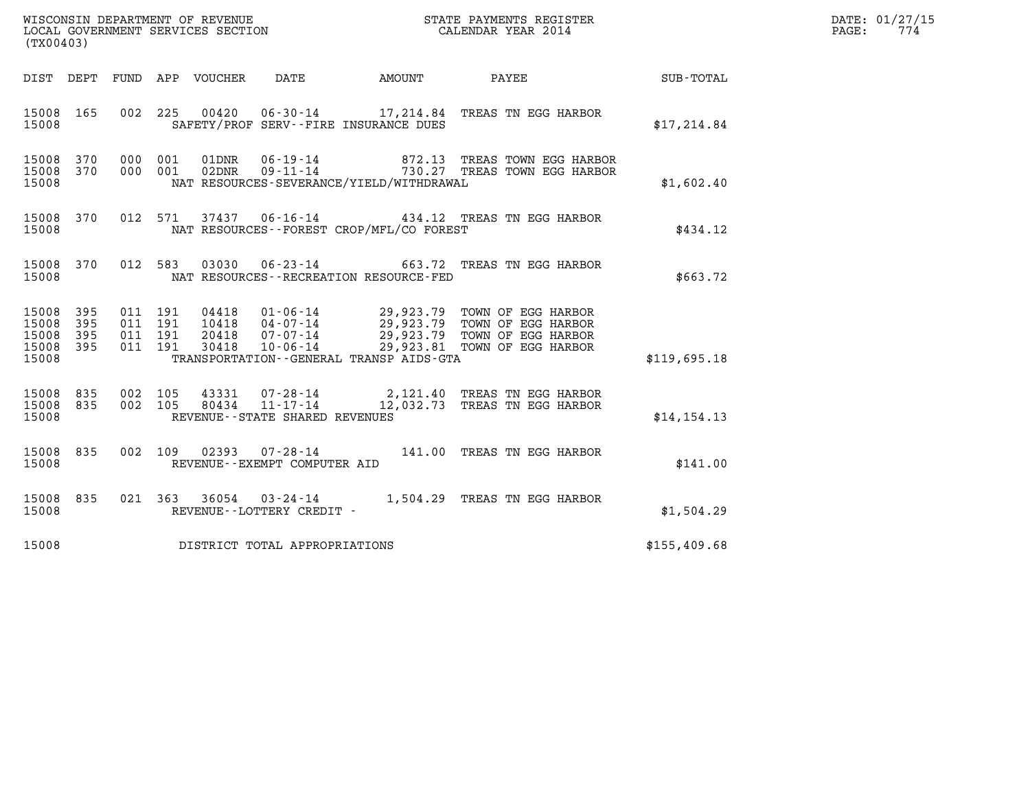WISCONSIN DEPARTMENT OF REVENUE
LOCAL GOVERNMENT SERVICES SECTION
(TX00403)

STATE PAYMENTS REGISTER
CALENDAR YEAR 2014

DATE: 01/27/15
PAGE: 774

| DIST | DEPT | FUND | APP | VOUCHER | DATE | AMOUNT | PAYEE | SUB-TOTAL |
|---|---|---|---|---|---|---|---|---|
| 15008 | 165 | 002 | 225 | 00420 | 06-30-14 | 17,214.84 | TREAS TN EGG HARBOR | |
| 15008 | | | | SAFETY/PROF SERV--FIRE INSURANCE DUES | | | | $17,214.84 |
| 15008 | 370 | 000 | 001 | 01DNR | 06-19-14 | 872.13 | TREAS TOWN EGG HARBOR | |
| 15008 | 370 | 000 | 001 | 02DNR | 09-11-14 | 730.27 | TREAS TOWN EGG HARBOR | |
| 15008 | | | | NAT RESOURCES-SEVERANCE/YIELD/WITHDRAWAL | | | | $1,602.40 |
| 15008 | 370 | 012 | 571 | 37437 | 06-16-14 | 434.12 | TREAS TN EGG HARBOR | |
| 15008 | | | | NAT RESOURCES--FOREST CROP/MFL/CO FOREST | | | | $434.12 |
| 15008 | 370 | 012 | 583 | 03030 | 06-23-14 | 663.72 | TREAS TN EGG HARBOR | |
| 15008 | | | | NAT RESOURCES--RECREATION RESOURCE-FED | | | | $663.72 |
| 15008 | 395 | 011 | 191 | 04418 | 01-06-14 | 29,923.79 | TOWN OF EGG HARBOR | |
| 15008 | 395 | 011 | 191 | 10418 | 04-07-14 | 29,923.79 | TOWN OF EGG HARBOR | |
| 15008 | 395 | 011 | 191 | 20418 | 07-07-14 | 29,923.79 | TOWN OF EGG HARBOR | |
| 15008 | 395 | 011 | 191 | 30418 | 10-06-14 | 29,923.81 | TOWN OF EGG HARBOR | |
| 15008 | | | | TRANSPORTATION--GENERAL TRANSP AIDS-GTA | | | | $119,695.18 |
| 15008 | 835 | 002 | 105 | 43331 | 07-28-14 | 2,121.40 | TREAS TN EGG HARBOR | |
| 15008 | 835 | 002 | 105 | 80434 | 11-17-14 | 12,032.73 | TREAS TN EGG HARBOR | |
| 15008 | | | | REVENUE--STATE SHARED REVENUES | | | | $14,154.13 |
| 15008 | 835 | 002 | 109 | 02393 | 07-28-14 | 141.00 | TREAS TN EGG HARBOR | |
| 15008 | | | | REVENUE--EXEMPT COMPUTER AID | | | | $141.00 |
| 15008 | 835 | 021 | 363 | 36054 | 03-24-14 | 1,504.29 | TREAS TN EGG HARBOR | |
| 15008 | | | | REVENUE--LOTTERY CREDIT - | | | | $1,504.29 |
| 15008 | | | | DISTRICT TOTAL APPROPRIATIONS | | | | $155,409.68 |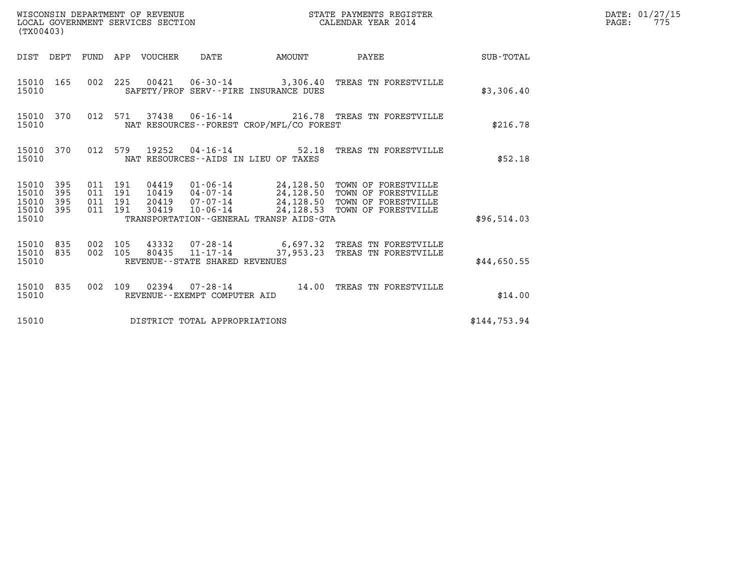WISCONSIN DEPARTMENT OF REVENUE
LOCAL GOVERNMENT SERVICES SECTION
(TX00403)

STATE PAYMENTS REGISTER
CALENDAR YEAR 2014

DATE: 01/27/15
PAGE: 775

| DIST | DEPT | FUND | APP | VOUCHER | DATE | AMOUNT | PAYEE | SUB-TOTAL |
|---|---|---|---|---|---|---|---|---|
| 15010 | 165 | 002 | 225 | 00421 | 06-30-14 | 3,306.40 | TREAS TN FORESTVILLE | |
| 15010 | | | | SAFETY/PROF SERV--FIRE INSURANCE DUES | | | | $3,306.40 |
| 15010 | 370 | 012 | 571 | 37438 | 06-16-14 | 216.78 | TREAS TN FORESTVILLE | |
| 15010 | | | | NAT RESOURCES--FOREST CROP/MFL/CO FOREST | | | | $216.78 |
| 15010 | 370 | 012 | 579 | 19252 | 04-16-14 | 52.18 | TREAS TN FORESTVILLE | |
| 15010 | | | | NAT RESOURCES--AIDS IN LIEU OF TAXES | | | | $52.18 |
| 15010 | 395 | 011 | 191 | 04419 | 01-06-14 | 24,128.50 | TOWN OF FORESTVILLE | |
| 15010 | 395 | 011 | 191 | 10419 | 04-07-14 | 24,128.50 | TOWN OF FORESTVILLE | |
| 15010 | 395 | 011 | 191 | 20419 | 07-07-14 | 24,128.50 | TOWN OF FORESTVILLE | |
| 15010 | 395 | 011 | 191 | 30419 | 10-06-14 | 24,128.53 | TOWN OF FORESTVILLE | |
| 15010 | | | | TRANSPORTATION--GENERAL TRANSP AIDS-GTA | | | | $96,514.03 |
| 15010 | 835 | 002 | 105 | 43332 | 07-28-14 | 6,697.32 | TREAS TN FORESTVILLE | |
| 15010 | 835 | 002 | 105 | 80435 | 11-17-14 | 37,953.23 | TREAS TN FORESTVILLE | |
| 15010 | | | | REVENUE--STATE SHARED REVENUES | | | | $44,650.55 |
| 15010 | 835 | 002 | 109 | 02394 | 07-28-14 | 14.00 | TREAS TN FORESTVILLE | |
| 15010 | | | | REVENUE--EXEMPT COMPUTER AID | | | | $14.00 |
| 15010 | | | | DISTRICT TOTAL APPROPRIATIONS | | | | $144,753.94 |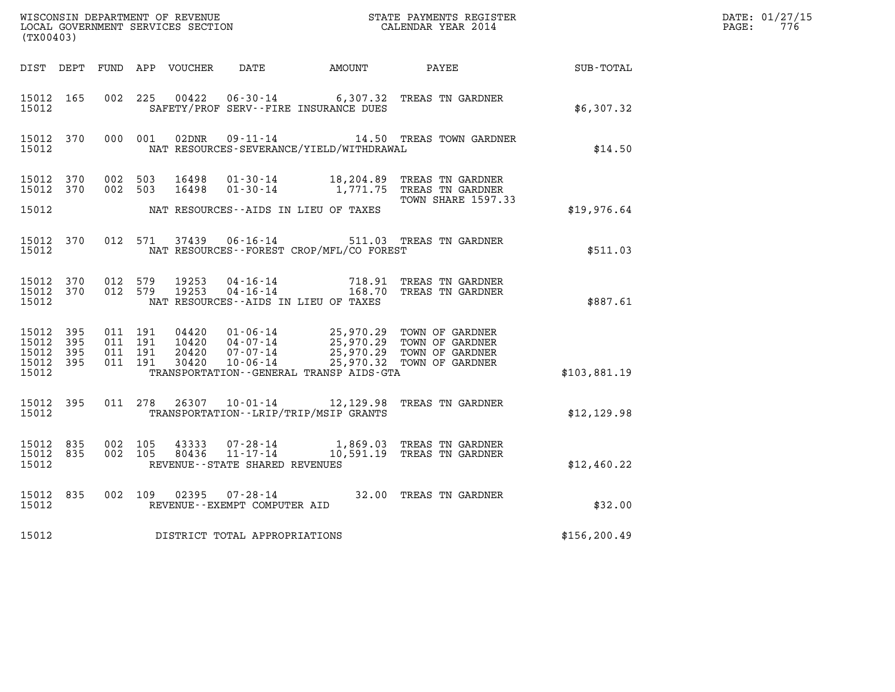WISCONSIN DEPARTMENT OF REVENUE
LOCAL GOVERNMENT SERVICES SECTION
(TX00403)

STATE PAYMENTS REGISTER
CALENDAR YEAR 2014

DATE: 01/27/15
PAGE: 776

| DIST | DEPT | FUND | APP | VOUCHER | DATE | AMOUNT | PAYEE | SUB-TOTAL |
|---|---|---|---|---|---|---|---|---|
| 15012 | 165 | 002 | 225 | 00422 | 06-30-14 | 6,307.32 | TREAS TN GARDNER | |
| 15012 | | | | SAFETY/PROF SERV--FIRE INSURANCE DUES | | | | $6,307.32 |
| 15012 | 370 | 000 | 001 | 02DNR | 09-11-14 | 14.50 | TREAS TOWN GARDNER | |
| 15012 | | | | NAT RESOURCES-SEVERANCE/YIELD/WITHDRAWAL | | | | $14.50 |
| 15012 | 370 | 002 | 503 | 16498 | 01-30-14 | 18,204.89 | TREAS TN GARDNER | |
| 15012 | 370 | 002 | 503 | 16498 | 01-30-14 | 1,771.75 | TREAS TN GARDNER TOWN SHARE 1597.33 | |
| 15012 | | | | NAT RESOURCES--AIDS IN LIEU OF TAXES | | | | $19,976.64 |
| 15012 | 370 | 012 | 571 | 37439 | 06-16-14 | 511.03 | TREAS TN GARDNER | |
| 15012 | | | | NAT RESOURCES--FOREST CROP/MFL/CO FOREST | | | | $511.03 |
| 15012 | 370 | 012 | 579 | 19253 | 04-16-14 | 718.91 | TREAS TN GARDNER | |
| 15012 | 370 | 012 | 579 | 19253 | 04-16-14 | 168.70 | TREAS TN GARDNER | |
| 15012 | | | | NAT RESOURCES--AIDS IN LIEU OF TAXES | | | | $887.61 |
| 15012 | 395 | 011 | 191 | 04420 | 01-06-14 | 25,970.29 | TOWN OF GARDNER | |
| 15012 | 395 | 011 | 191 | 10420 | 04-07-14 | 25,970.29 | TOWN OF GARDNER | |
| 15012 | 395 | 011 | 191 | 20420 | 07-07-14 | 25,970.29 | TOWN OF GARDNER | |
| 15012 | 395 | 011 | 191 | 30420 | 10-06-14 | 25,970.32 | TOWN OF GARDNER | |
| 15012 | | | | TRANSPORTATION--GENERAL TRANSP AIDS-GTA | | | | $103,881.19 |
| 15012 | 395 | 011 | 278 | 26307 | 10-01-14 | 12,129.98 | TREAS TN GARDNER | |
| 15012 | | | | TRANSPORTATION--LRIP/TRIP/MSIP GRANTS | | | | $12,129.98 |
| 15012 | 835 | 002 | 105 | 43333 | 07-28-14 | 1,869.03 | TREAS TN GARDNER | |
| 15012 | 835 | 002 | 105 | 80436 | 11-17-14 | 10,591.19 | TREAS TN GARDNER | |
| 15012 | | | | REVENUE--STATE SHARED REVENUES | | | | $12,460.22 |
| 15012 | 835 | 002 | 109 | 02395 | 07-28-14 | 32.00 | TREAS TN GARDNER | |
| 15012 | | | | REVENUE--EXEMPT COMPUTER AID | | | | $32.00 |
| 15012 | | | | DISTRICT TOTAL APPROPRIATIONS | | | | $156,200.49 |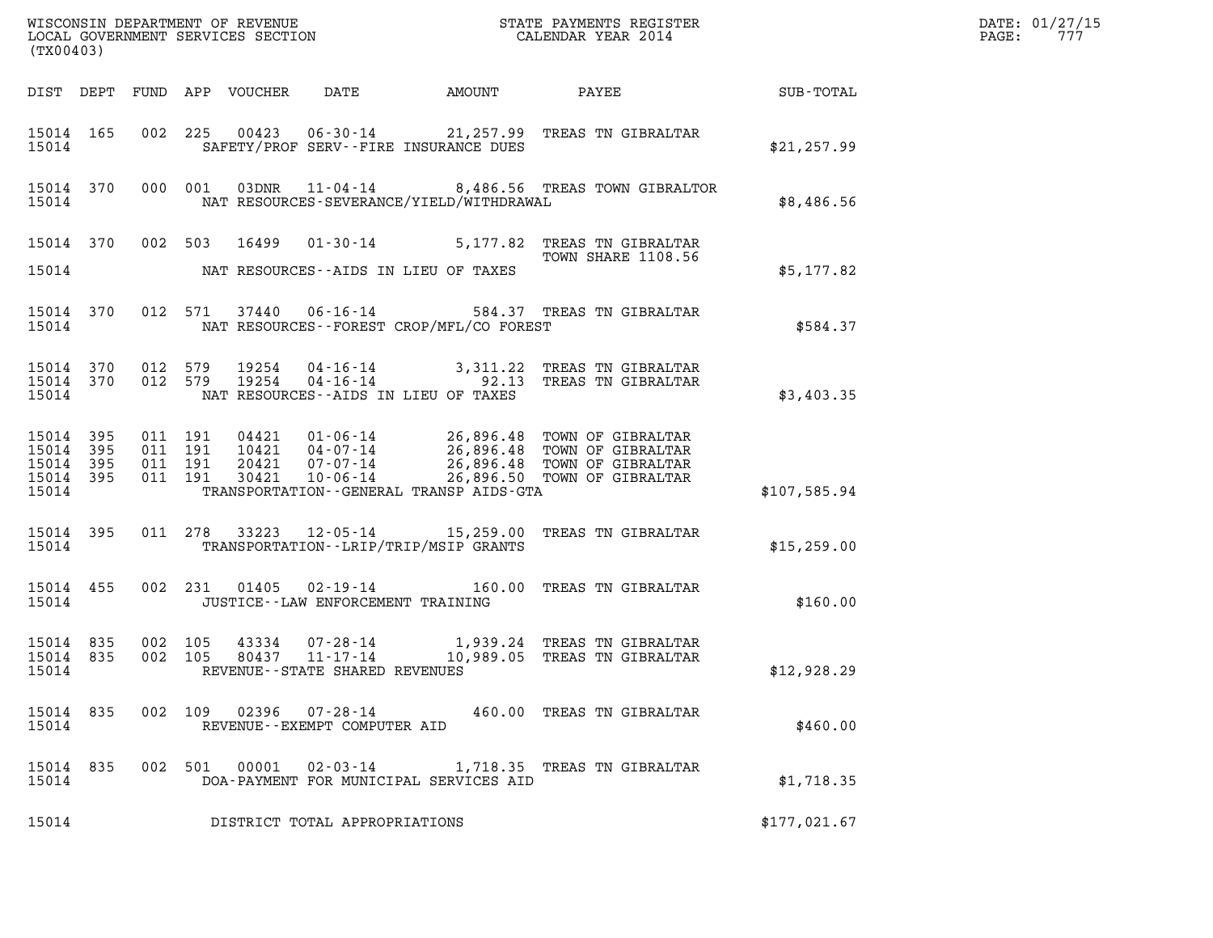WISCONSIN DEPARTMENT OF REVENUE
LOCAL GOVERNMENT SERVICES SECTION
(TX00403)

STATE PAYMENTS REGISTER
CALENDAR YEAR 2014

DATE: 01/27/15
PAGE: 777

| DIST | DEPT | FUND | APP | VOUCHER | DATE | AMOUNT | PAYEE | SUB-TOTAL |
|---|---|---|---|---|---|---|---|---|
| 15014 | 165 | 002 | 225 | 00423 | 06-30-14 | 21,257.99 | TREAS TN GIBRALTAR | |
| 15014 | | | | SAFETY/PROF SERV--FIRE INSURANCE DUES | | | | $21,257.99 |
| 15014 | 370 | 000 | 001 | 03DNR | 11-04-14 | 8,486.56 | TREAS TOWN GIBRALTOR | |
| 15014 | | | | NAT RESOURCES-SEVERANCE/YIELD/WITHDRAWAL | | | | $8,486.56 |
| 15014 | 370 | 002 | 503 | 16499 | 01-30-14 | 5,177.82 | TREAS TN GIBRALTAR TOWN SHARE 1108.56 | |
| 15014 | | | | NAT RESOURCES--AIDS IN LIEU OF TAXES | | | | $5,177.82 |
| 15014 | 370 | 012 | 571 | 37440 | 06-16-14 | 584.37 | TREAS TN GIBRALTAR | |
| 15014 | | | | NAT RESOURCES--FOREST CROP/MFL/CO FOREST | | | | $584.37 |
| 15014 | 370 | 012 | 579 | 19254 | 04-16-14 | 3,311.22 | TREAS TN GIBRALTAR | |
| 15014 | 370 | 012 | 579 | 19254 | 04-16-14 | 92.13 | TREAS TN GIBRALTAR | |
| 15014 | | | | NAT RESOURCES--AIDS IN LIEU OF TAXES | | | | $3,403.35 |
| 15014 | 395 | 011 | 191 | 04421 | 01-06-14 | 26,896.48 | TOWN OF GIBRALTAR | |
| 15014 | 395 | 011 | 191 | 10421 | 04-07-14 | 26,896.48 | TOWN OF GIBRALTAR | |
| 15014 | 395 | 011 | 191 | 20421 | 07-07-14 | 26,896.48 | TOWN OF GIBRALTAR | |
| 15014 | 395 | 011 | 191 | 30421 | 10-06-14 | 26,896.50 | TOWN OF GIBRALTAR | |
| 15014 | | | | TRANSPORTATION--GENERAL TRANSP AIDS-GTA | | | | $107,585.94 |
| 15014 | 395 | 011 | 278 | 33223 | 12-05-14 | 15,259.00 | TREAS TN GIBRALTAR | |
| 15014 | | | | TRANSPORTATION--LRIP/TRIP/MSIP GRANTS | | | | $15,259.00 |
| 15014 | 455 | 002 | 231 | 01405 | 02-19-14 | 160.00 | TREAS TN GIBRALTAR | |
| 15014 | | | | JUSTICE--LAW ENFORCEMENT TRAINING | | | | $160.00 |
| 15014 | 835 | 002 | 105 | 43334 | 07-28-14 | 1,939.24 | TREAS TN GIBRALTAR | |
| 15014 | 835 | 002 | 105 | 80437 | 11-17-14 | 10,989.05 | TREAS TN GIBRALTAR | |
| 15014 | | | | REVENUE--STATE SHARED REVENUES | | | | $12,928.29 |
| 15014 | 835 | 002 | 109 | 02396 | 07-28-14 | 460.00 | TREAS TN GIBRALTAR | |
| 15014 | | | | REVENUE--EXEMPT COMPUTER AID | | | | $460.00 |
| 15014 | 835 | 002 | 501 | 00001 | 02-03-14 | 1,718.35 | TREAS TN GIBRALTAR | |
| 15014 | | | | DOA-PAYMENT FOR MUNICIPAL SERVICES AID | | | | $1,718.35 |
| 15014 | | | | DISTRICT TOTAL APPROPRIATIONS | | | | $177,021.67 |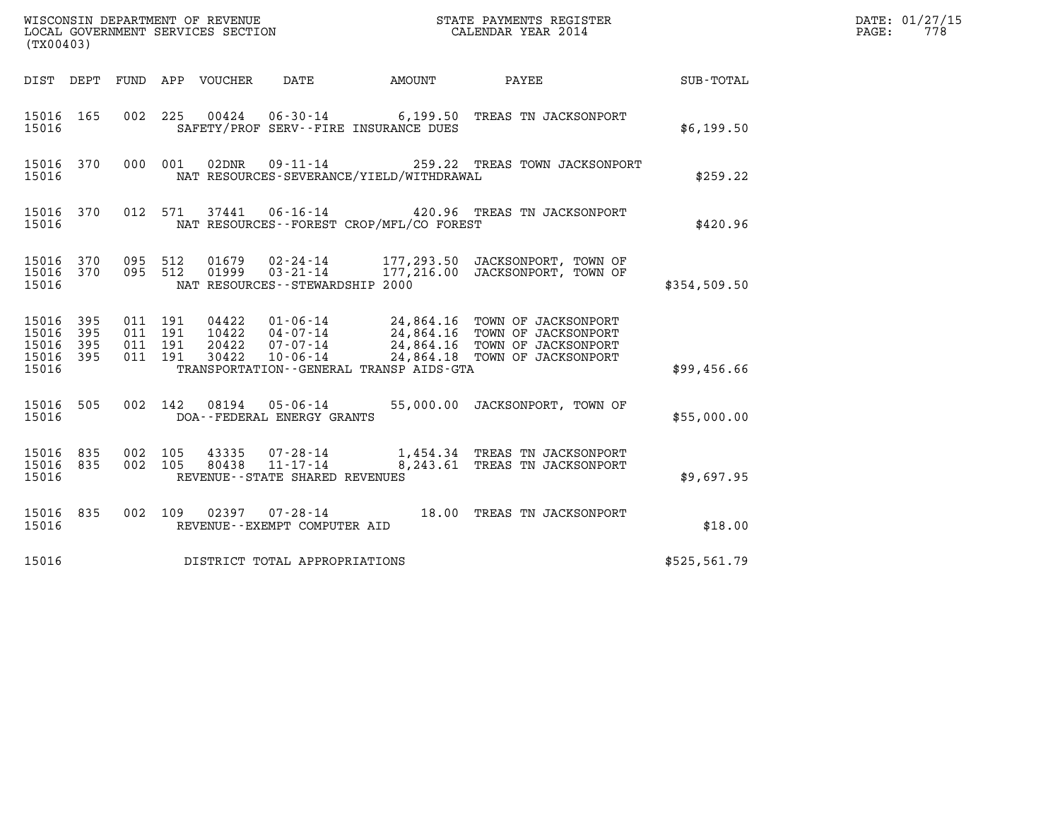WISCONSIN DEPARTMENT OF REVENUE
LOCAL GOVERNMENT SERVICES SECTION
(TX00403)

STATE PAYMENTS REGISTER
CALENDAR YEAR 2014

DATE: 01/27/15
PAGE: 778

| DIST | DEPT | FUND | APP | VOUCHER | DATE | AMOUNT | PAYEE | SUB-TOTAL |
|---|---|---|---|---|---|---|---|---|
| 15016 | 165 | 002 | 225 | 00424 | 06-30-14 | 6,199.50 | TREAS TN JACKSONPORT | |
| 15016 | | | | SAFETY/PROF SERV--FIRE INSURANCE DUES | | | | $6,199.50 |
| 15016 | 370 | 000 | 001 | 02DNR | 09-11-14 | 259.22 | TREAS TOWN JACKSONPORT | |
| 15016 | | | | NAT RESOURCES-SEVERANCE/YIELD/WITHDRAWAL | | | | $259.22 |
| 15016 | 370 | 012 | 571 | 37441 | 06-16-14 | 420.96 | TREAS TN JACKSONPORT | |
| 15016 | | | | NAT RESOURCES--FOREST CROP/MFL/CO FOREST | | | | $420.96 |
| 15016 | 370 | 095 | 512 | 01679 | 02-24-14 | 177,293.50 | JACKSONPORT, TOWN OF | |
| 15016 | 370 | 095 | 512 | 01999 | 03-21-14 | 177,216.00 | JACKSONPORT, TOWN OF | |
| 15016 | | | | NAT RESOURCES--STEWARDSHIP 2000 | | | | $354,509.50 |
| 15016 | 395 | 011 | 191 | 04422 | 01-06-14 | 24,864.16 | TOWN OF JACKSONPORT | |
| 15016 | 395 | 011 | 191 | 10422 | 04-07-14 | 24,864.16 | TOWN OF JACKSONPORT | |
| 15016 | 395 | 011 | 191 | 20422 | 07-07-14 | 24,864.16 | TOWN OF JACKSONPORT | |
| 15016 | 395 | 011 | 191 | 30422 | 10-06-14 | 24,864.18 | TOWN OF JACKSONPORT | |
| 15016 | | | | TRANSPORTATION--GENERAL TRANSP AIDS-GTA | | | | $99,456.66 |
| 15016 | 505 | 002 | 142 | 08194 | 05-06-14 | 55,000.00 | JACKSONPORT, TOWN OF | |
| 15016 | | | | DOA--FEDERAL ENERGY GRANTS | | | | $55,000.00 |
| 15016 | 835 | 002 | 105 | 43335 | 07-28-14 | 1,454.34 | TREAS TN JACKSONPORT | |
| 15016 | 835 | 002 | 105 | 80438 | 11-17-14 | 8,243.61 | TREAS TN JACKSONPORT | |
| 15016 | | | | REVENUE--STATE SHARED REVENUES | | | | $9,697.95 |
| 15016 | 835 | 002 | 109 | 02397 | 07-28-14 | 18.00 | TREAS TN JACKSONPORT | |
| 15016 | | | | REVENUE--EXEMPT COMPUTER AID | | | | $18.00 |
| 15016 | | | | DISTRICT TOTAL APPROPRIATIONS | | | | $525,561.79 |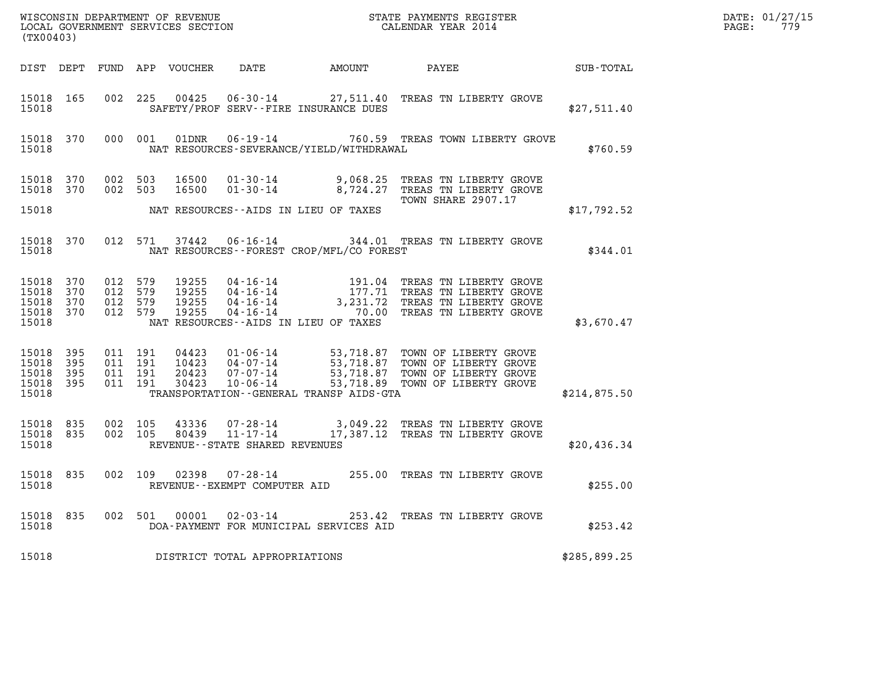WISCONSIN DEPARTMENT OF REVENUE
LOCAL GOVERNMENT SERVICES SECTION
(TX00403)

STATE PAYMENTS REGISTER
CALENDAR YEAR 2014

DATE: 01/27/15
PAGE: 779

| DIST | DEPT | FUND | APP | VOUCHER | DATE | AMOUNT | PAYEE | SUB-TOTAL |
|---|---|---|---|---|---|---|---|---|
| 15018 | 165 | 002 | 225 | 00425 | 06-30-14 | 27,511.40 | TREAS TN LIBERTY GROVE | |
| 15018 | | | | | SAFETY/PROF SERV--FIRE INSURANCE DUES | | | $27,511.40 |
| 15018 | 370 | 000 | 001 | 01DNR | 06-19-14 | 760.59 | TREAS TOWN LIBERTY GROVE | |
| 15018 | | | | | NAT RESOURCES-SEVERANCE/YIELD/WITHDRAWAL | | | $760.59 |
| 15018 | 370 | 002 | 503 | 16500 | 01-30-14 | 9,068.25 | TREAS TN LIBERTY GROVE | |
| 15018 | 370 | 002 | 503 | 16500 | 01-30-14 | 8,724.27 | TREAS TN LIBERTY GROVE TOWN SHARE 2907.17 | |
| 15018 | | | | | NAT RESOURCES--AIDS IN LIEU OF TAXES | | | $17,792.52 |
| 15018 | 370 | 012 | 571 | 37442 | 06-16-14 | 344.01 | TREAS TN LIBERTY GROVE | |
| 15018 | | | | | NAT RESOURCES--FOREST CROP/MFL/CO FOREST | | | $344.01 |
| 15018 | 370 | 012 | 579 | 19255 | 04-16-14 | 191.04 | TREAS TN LIBERTY GROVE | |
| 15018 | 370 | 012 | 579 | 19255 | 04-16-14 | 177.71 | TREAS TN LIBERTY GROVE | |
| 15018 | 370 | 012 | 579 | 19255 | 04-16-14 | 3,231.72 | TREAS TN LIBERTY GROVE | |
| 15018 | 370 | 012 | 579 | 19255 | 04-16-14 | 70.00 | TREAS TN LIBERTY GROVE | |
| 15018 | | | | | NAT RESOURCES--AIDS IN LIEU OF TAXES | | | $3,670.47 |
| 15018 | 395 | 011 | 191 | 04423 | 01-06-14 | 53,718.87 | TOWN OF LIBERTY GROVE | |
| 15018 | 395 | 011 | 191 | 10423 | 04-07-14 | 53,718.87 | TOWN OF LIBERTY GROVE | |
| 15018 | 395 | 011 | 191 | 20423 | 07-07-14 | 53,718.87 | TOWN OF LIBERTY GROVE | |
| 15018 | 395 | 011 | 191 | 30423 | 10-06-14 | 53,718.89 | TOWN OF LIBERTY GROVE | |
| 15018 | | | | | TRANSPORTATION--GENERAL TRANSP AIDS-GTA | | | $214,875.50 |
| 15018 | 835 | 002 | 105 | 43336 | 07-28-14 | 3,049.22 | TREAS TN LIBERTY GROVE | |
| 15018 | 835 | 002 | 105 | 80439 | 11-17-14 | 17,387.12 | TREAS TN LIBERTY GROVE | |
| 15018 | | | | | REVENUE--STATE SHARED REVENUES | | | $20,436.34 |
| 15018 | 835 | 002 | 109 | 02398 | 07-28-14 | 255.00 | TREAS TN LIBERTY GROVE | |
| 15018 | | | | | REVENUE--EXEMPT COMPUTER AID | | | $255.00 |
| 15018 | 835 | 002 | 501 | 00001 | 02-03-14 | 253.42 | TREAS TN LIBERTY GROVE | |
| 15018 | | | | | DOA-PAYMENT FOR MUNICIPAL SERVICES AID | | | $253.42 |
| 15018 | | | | | DISTRICT TOTAL APPROPRIATIONS | | | $285,899.25 |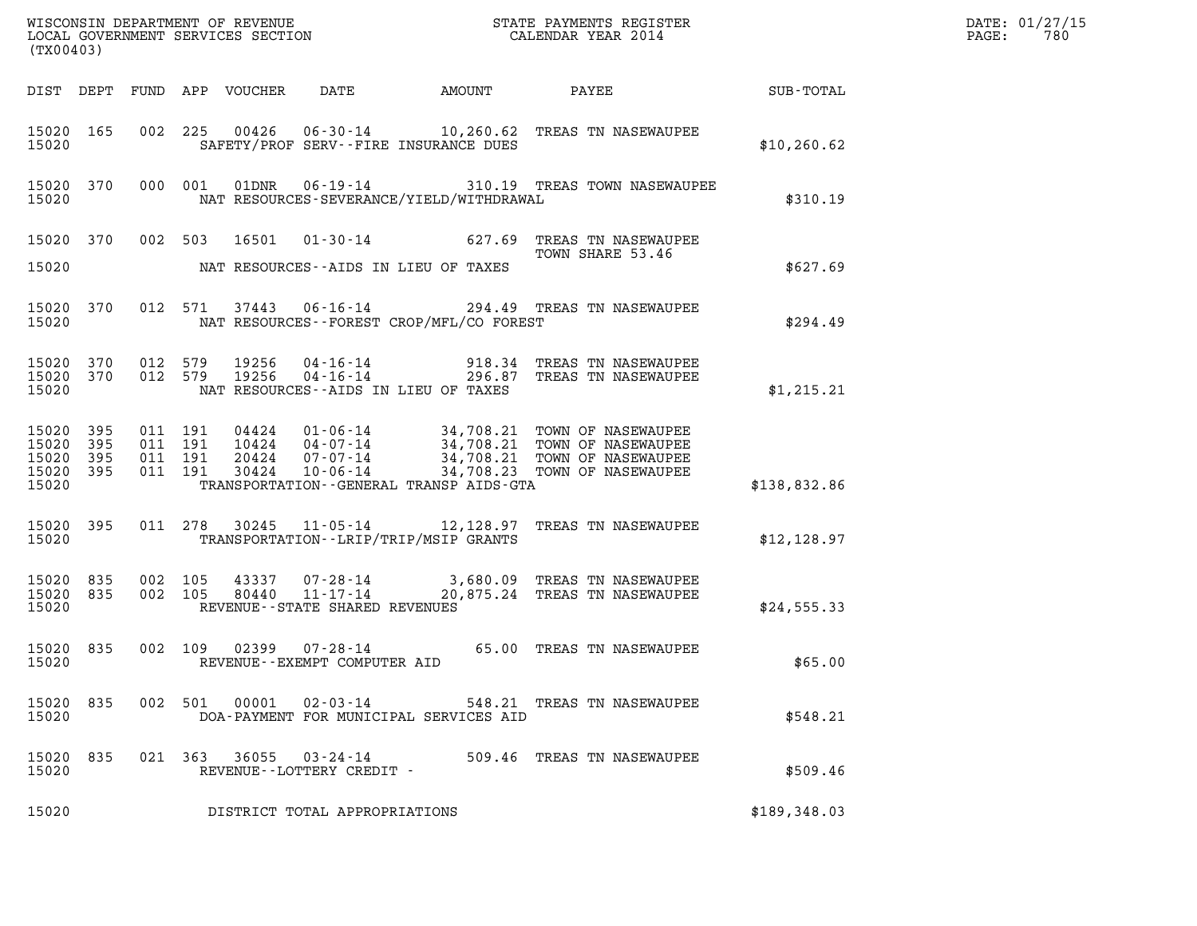WISCONSIN DEPARTMENT OF REVENUE
LOCAL GOVERNMENT SERVICES SECTION
(TX00403)

STATE PAYMENTS REGISTER
CALENDAR YEAR 2014

DATE: 01/27/15
PAGE: 780

| DIST | DEPT | FUND | APP | VOUCHER | DATE | AMOUNT | PAYEE | SUB-TOTAL |
|---|---|---|---|---|---|---|---|---|
| 15020 | 165 | 002 | 225 | 00426 | 06-30-14 | 10,260.62 | TREAS TN NASEWAUPEE | |
| 15020 | | | | SAFETY/PROF SERV--FIRE INSURANCE DUES | | | | $10,260.62 |
| 15020 | 370 | 000 | 001 | 01DNR | 06-19-14 | 310.19 | TREAS TOWN NASEWAUPEE | |
| 15020 | | | | NAT RESOURCES-SEVERANCE/YIELD/WITHDRAWAL | | | | $310.19 |
| 15020 | 370 | 002 | 503 | 16501 | 01-30-14 | 627.69 | TREAS TN NASEWAUPEE TOWN SHARE 53.46 | |
| 15020 | | | | NAT RESOURCES--AIDS IN LIEU OF TAXES | | | | $627.69 |
| 15020 | 370 | 012 | 571 | 37443 | 06-16-14 | 294.49 | TREAS TN NASEWAUPEE | |
| 15020 | | | | NAT RESOURCES--FOREST CROP/MFL/CO FOREST | | | | $294.49 |
| 15020 | 370 | 012 | 579 | 19256 | 04-16-14 | 918.34 | TREAS TN NASEWAUPEE | |
| 15020 | 370 | 012 | 579 | 19256 | 04-16-14 | 296.87 | TREAS TN NASEWAUPEE | |
| 15020 | | | | NAT RESOURCES--AIDS IN LIEU OF TAXES | | | | $1,215.21 |
| 15020 | 395 | 011 | 191 | 04424 | 01-06-14 | 34,708.21 | TOWN OF NASEWAUPEE | |
| 15020 | 395 | 011 | 191 | 10424 | 04-07-14 | 34,708.21 | TOWN OF NASEWAUPEE | |
| 15020 | 395 | 011 | 191 | 20424 | 07-07-14 | 34,708.21 | TOWN OF NASEWAUPEE | |
| 15020 | 395 | 011 | 191 | 30424 | 10-06-14 | 34,708.23 | TOWN OF NASEWAUPEE | |
| 15020 | | | | TRANSPORTATION--GENERAL TRANSP AIDS-GTA | | | | $138,832.86 |
| 15020 | 395 | 011 | 278 | 30245 | 11-05-14 | 12,128.97 | TREAS TN NASEWAUPEE | |
| 15020 | | | | TRANSPORTATION--LRIP/TRIP/MSIP GRANTS | | | | $12,128.97 |
| 15020 | 835 | 002 | 105 | 43337 | 07-28-14 | 3,680.09 | TREAS TN NASEWAUPEE | |
| 15020 | 835 | 002 | 105 | 80440 | 11-17-14 | 20,875.24 | TREAS TN NASEWAUPEE | |
| 15020 | | | | REVENUE--STATE SHARED REVENUES | | | | $24,555.33 |
| 15020 | 835 | 002 | 109 | 02399 | 07-28-14 | 65.00 | TREAS TN NASEWAUPEE | |
| 15020 | | | | REVENUE--EXEMPT COMPUTER AID | | | | $65.00 |
| 15020 | 835 | 002 | 501 | 00001 | 02-03-14 | 548.21 | TREAS TN NASEWAUPEE | |
| 15020 | | | | DOA-PAYMENT FOR MUNICIPAL SERVICES AID | | | | $548.21 |
| 15020 | 835 | 021 | 363 | 36055 | 03-24-14 | 509.46 | TREAS TN NASEWAUPEE | |
| 15020 | | | | REVENUE--LOTTERY CREDIT - | | | | $509.46 |
| 15020 | | | | DISTRICT TOTAL APPROPRIATIONS | | | | $189,348.03 |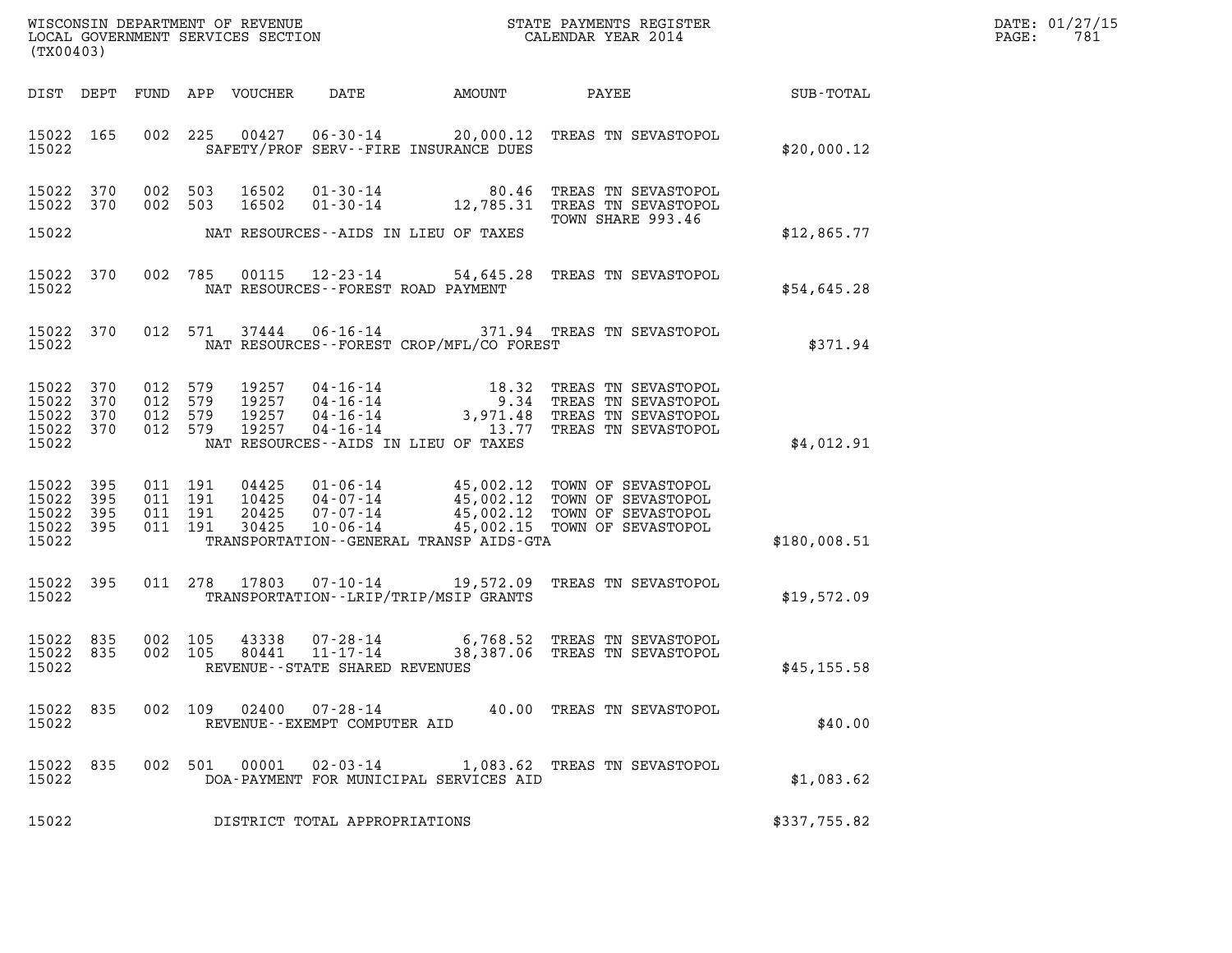WISCONSIN DEPARTMENT OF REVENUE
LOCAL GOVERNMENT SERVICES SECTION
(TX00403)

STATE PAYMENTS REGISTER
CALENDAR YEAR 2014

DATE: 01/27/15
PAGE: 781

| DIST | DEPT | FUND | APP | VOUCHER | DATE | AMOUNT | PAYEE | SUB-TOTAL |
|---|---|---|---|---|---|---|---|---|
| 15022 | 165 | 002 | 225 | 00427 | 06-30-14 | 20,000.12 | TREAS TN SEVASTOPOL | |
| 15022 | | | | | SAFETY/PROF SERV--FIRE INSURANCE DUES | | | $20,000.12 |
| 15022 | 370 | 002 | 503 | 16502 | 01-30-14 | 80.46 | TREAS TN SEVASTOPOL | |
| 15022 | 370 | 002 | 503 | 16502 | 01-30-14 | 12,785.31 | TREAS TN SEVASTOPOL TOWN SHARE 993.46 | |
| 15022 | | | | | NAT RESOURCES--AIDS IN LIEU OF TAXES | | | $12,865.77 |
| 15022 | 370 | 002 | 785 | 00115 | 12-23-14 | 54,645.28 | TREAS TN SEVASTOPOL | |
| 15022 | | | | | NAT RESOURCES--FOREST ROAD PAYMENT | | | $54,645.28 |
| 15022 | 370 | 012 | 571 | 37444 | 06-16-14 | 371.94 | TREAS TN SEVASTOPOL | |
| 15022 | | | | | NAT RESOURCES--FOREST CROP/MFL/CO FOREST | | | $371.94 |
| 15022 | 370 | 012 | 579 | 19257 | 04-16-14 | 18.32 | TREAS TN SEVASTOPOL | |
| 15022 | 370 | 012 | 579 | 19257 | 04-16-14 | 9.34 | TREAS TN SEVASTOPOL | |
| 15022 | 370 | 012 | 579 | 19257 | 04-16-14 | 3,971.48 | TREAS TN SEVASTOPOL | |
| 15022 | 370 | 012 | 579 | 19257 | 04-16-14 | 13.77 | TREAS TN SEVASTOPOL | |
| 15022 | | | | | NAT RESOURCES--AIDS IN LIEU OF TAXES | | | $4,012.91 |
| 15022 | 395 | 011 | 191 | 04425 | 01-06-14 | 45,002.12 | TOWN OF SEVASTOPOL | |
| 15022 | 395 | 011 | 191 | 10425 | 04-07-14 | 45,002.12 | TOWN OF SEVASTOPOL | |
| 15022 | 395 | 011 | 191 | 20425 | 07-07-14 | 45,002.12 | TOWN OF SEVASTOPOL | |
| 15022 | 395 | 011 | 191 | 30425 | 10-06-14 | 45,002.15 | TOWN OF SEVASTOPOL | |
| 15022 | | | | | TRANSPORTATION--GENERAL TRANSP AIDS-GTA | | | $180,008.51 |
| 15022 | 395 | 011 | 278 | 17803 | 07-10-14 | 19,572.09 | TREAS TN SEVASTOPOL | |
| 15022 | | | | | TRANSPORTATION--LRIP/TRIP/MSIP GRANTS | | | $19,572.09 |
| 15022 | 835 | 002 | 105 | 43338 | 07-28-14 | 6,768.52 | TREAS TN SEVASTOPOL | |
| 15022 | 835 | 002 | 105 | 80441 | 11-17-14 | 38,387.06 | TREAS TN SEVASTOPOL | |
| 15022 | | | | | REVENUE--STATE SHARED REVENUES | | | $45,155.58 |
| 15022 | 835 | 002 | 109 | 02400 | 07-28-14 | 40.00 | TREAS TN SEVASTOPOL | |
| 15022 | | | | | REVENUE--EXEMPT COMPUTER AID | | | $40.00 |
| 15022 | 835 | 002 | 501 | 00001 | 02-03-14 | 1,083.62 | TREAS TN SEVASTOPOL | |
| 15022 | | | | | DOA-PAYMENT FOR MUNICIPAL SERVICES AID | | | $1,083.62 |
| 15022 | | | | | DISTRICT TOTAL APPROPRIATIONS | | | $337,755.82 |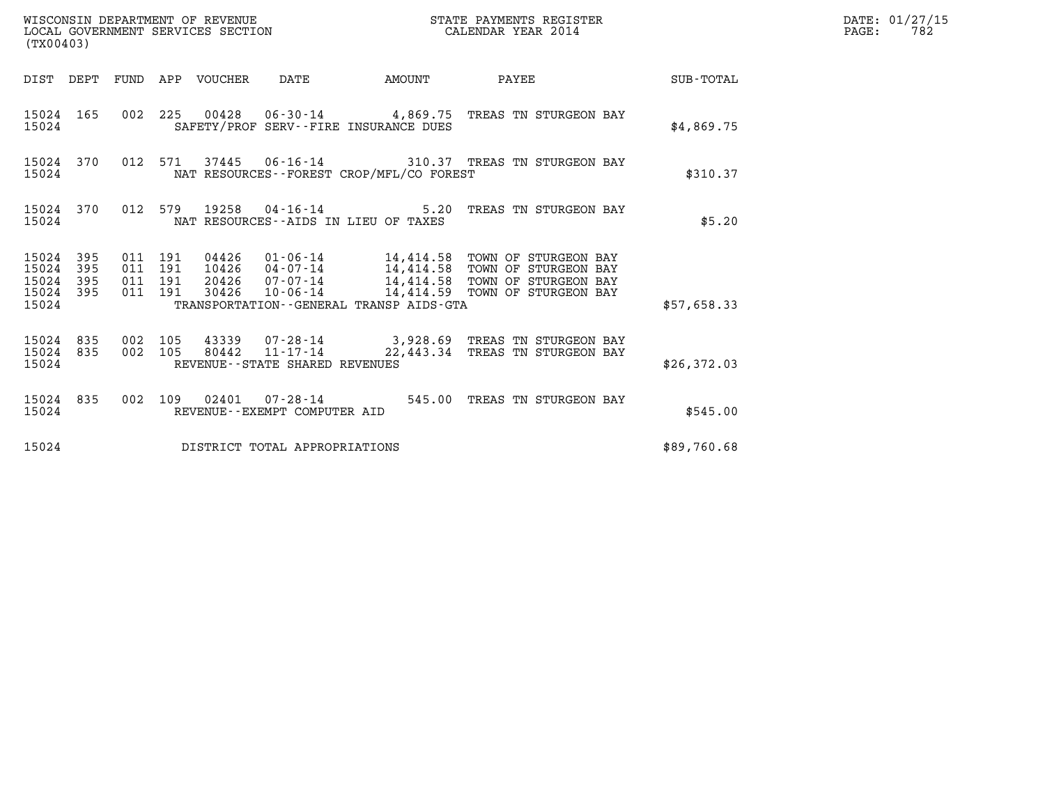WISCONSIN DEPARTMENT OF REVENUE
LOCAL GOVERNMENT SERVICES SECTION
(TX00403)

STATE PAYMENTS REGISTER
CALENDAR YEAR 2014

| DIST | DEPT | FUND | APP | VOUCHER | DATE | AMOUNT | PAYEE | SUB-TOTAL |
|---|---|---|---|---|---|---|---|---|
| 15024 | 165 | 002 | 225 | 00428 | 06-30-14 | 4,869.75 | TREAS TN STURGEON BAY | |
| 15024 | | | | | SAFETY/PROF SERV--FIRE INSURANCE DUES | | | $4,869.75 |
| 15024 | 370 | 012 | 571 | 37445 | 06-16-14 | 310.37 | TREAS TN STURGEON BAY | |
| 15024 | | | | | NAT RESOURCES--FOREST CROP/MFL/CO FOREST | | | $310.37 |
| 15024 | 370 | 012 | 579 | 19258 | 04-16-14 | 5.20 | TREAS TN STURGEON BAY | |
| 15024 | | | | | NAT RESOURCES--AIDS IN LIEU OF TAXES | | | $5.20 |
| 15024 | 395 | 011 | 191 | 04426 | 01-06-14 | 14,414.58 | TOWN OF STURGEON BAY | |
| 15024 | 395 | 011 | 191 | 10426 | 04-07-14 | 14,414.58 | TOWN OF STURGEON BAY | |
| 15024 | 395 | 011 | 191 | 20426 | 07-07-14 | 14,414.58 | TOWN OF STURGEON BAY | |
| 15024 | 395 | 011 | 191 | 30426 | 10-06-14 | 14,414.59 | TOWN OF STURGEON BAY | |
| 15024 | | | | | TRANSPORTATION--GENERAL TRANSP AIDS-GTA | | | $57,658.33 |
| 15024 | 835 | 002 | 105 | 43339 | 07-28-14 | 3,928.69 | TREAS TN STURGEON BAY | |
| 15024 | 835 | 002 | 105 | 80442 | 11-17-14 | 22,443.34 | TREAS TN STURGEON BAY | |
| 15024 | | | | | REVENUE--STATE SHARED REVENUES | | | $26,372.03 |
| 15024 | 835 | 002 | 109 | 02401 | 07-28-14 | 545.00 | TREAS TN STURGEON BAY | |
| 15024 | | | | | REVENUE--EXEMPT COMPUTER AID | | | $545.00 |
| 15024 | | | | | DISTRICT TOTAL APPROPRIATIONS | | | $89,760.68 |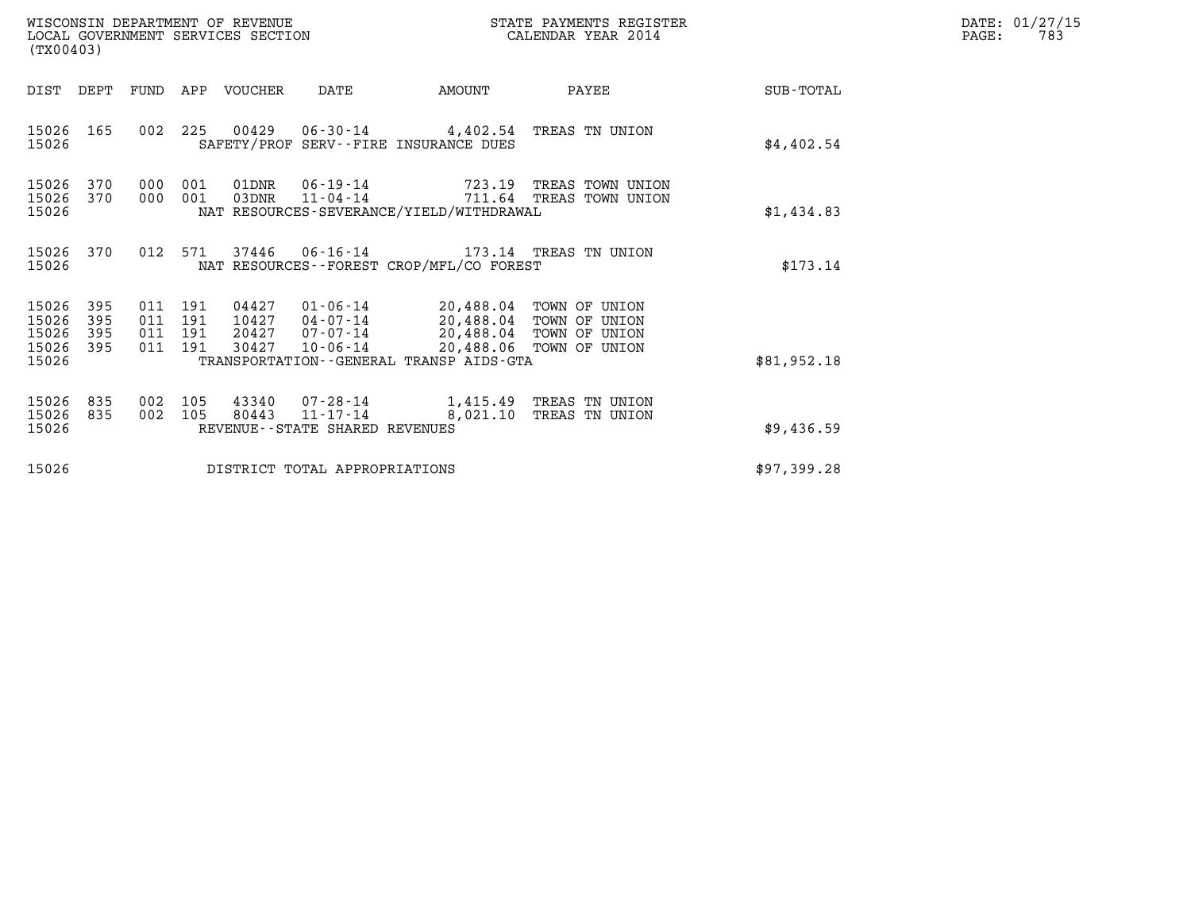WISCONSIN DEPARTMENT OF REVENUE
LOCAL GOVERNMENT SERVICES SECTION
(TX00403)

STATE PAYMENTS REGISTER
CALENDAR YEAR 2014

DATE: 01/27/15
PAGE: 783

| DIST | DEPT | FUND | APP | VOUCHER | DATE | AMOUNT | PAYEE | SUB-TOTAL |
|---|---|---|---|---|---|---|---|---|
| 15026 | 165 | 002 | 225 | 00429 | 06-30-14 | 4,402.54 | TREAS TN UNION | |
| 15026 | | | | SAFETY/PROF SERV--FIRE INSURANCE DUES | | | | $4,402.54 |
| 15026 | 370 | 000 | 001 | 01DNR | 06-19-14 | 723.19 | TREAS TOWN UNION | |
| 15026 | 370 | 000 | 001 | 03DNR | 11-04-14 | 711.64 | TREAS TOWN UNION | |
| 15026 | | | | NAT RESOURCES-SEVERANCE/YIELD/WITHDRAWAL | | | | $1,434.83 |
| 15026 | 370 | 012 | 571 | 37446 | 06-16-14 | 173.14 | TREAS TN UNION | |
| 15026 | | | | NAT RESOURCES--FOREST CROP/MFL/CO FOREST | | | | $173.14 |
| 15026 | 395 | 011 | 191 | 04427 | 01-06-14 | 20,488.04 | TOWN OF UNION | |
| 15026 | 395 | 011 | 191 | 10427 | 04-07-14 | 20,488.04 | TOWN OF UNION | |
| 15026 | 395 | 011 | 191 | 20427 | 07-07-14 | 20,488.04 | TOWN OF UNION | |
| 15026 | 395 | 011 | 191 | 30427 | 10-06-14 | 20,488.06 | TOWN OF UNION | |
| 15026 | | | | TRANSPORTATION--GENERAL TRANSP AIDS-GTA | | | | $81,952.18 |
| 15026 | 835 | 002 | 105 | 43340 | 07-28-14 | 1,415.49 | TREAS TN UNION | |
| 15026 | 835 | 002 | 105 | 80443 | 11-17-14 | 8,021.10 | TREAS TN UNION | |
| 15026 | | | | REVENUE--STATE SHARED REVENUES | | | | $9,436.59 |
| 15026 | | | | DISTRICT TOTAL APPROPRIATIONS | | | | $97,399.28 |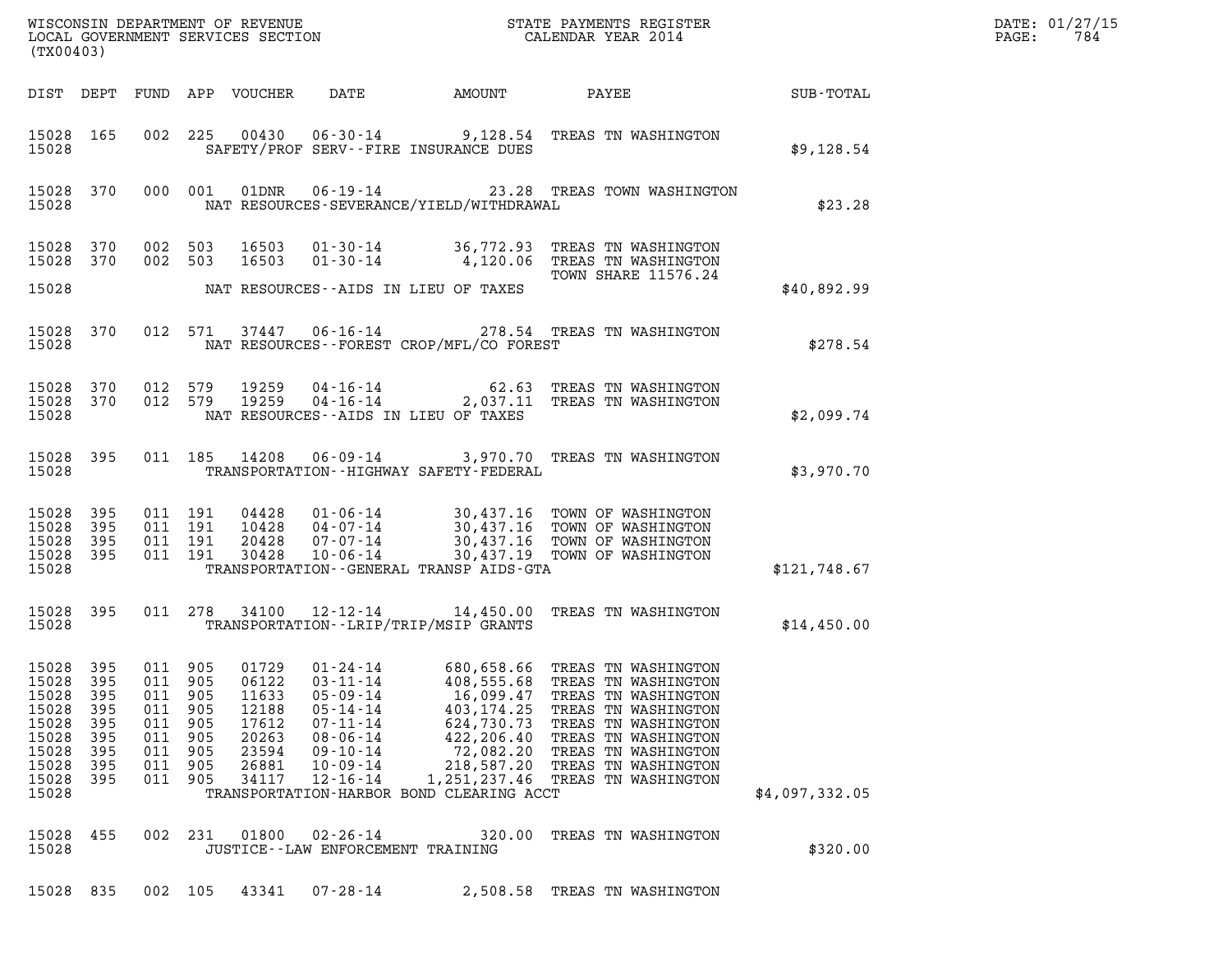WISCONSIN DEPARTMENT OF REVENUE
LOCAL GOVERNMENT SERVICES SECTION
(TX00403)

STATE PAYMENTS REGISTER
CALENDAR YEAR 2014

DATE: 01/27/15
PAGE: 784

| DIST | DEPT | FUND | APP | VOUCHER | DATE | AMOUNT | PAYEE | SUB-TOTAL |
|---|---|---|---|---|---|---|---|---|
| 15028 | 165 | 002 | 225 | 00430 | 06-30-14 | 9,128.54 | TREAS TN WASHINGTON | |
| 15028 | | | | SAFETY/PROF SERV--FIRE INSURANCE DUES | | | | $9,128.54 |
| 15028 | 370 | 000 | 001 | 01DNR | 06-19-14 | 23.28 | TREAS TOWN WASHINGTON | |
| 15028 | | | | NAT RESOURCES-SEVERANCE/YIELD/WITHDRAWAL | | | | $23.28 |
| 15028 | 370 | 002 | 503 | 16503 | 01-30-14 | 36,772.93 | TREAS TN WASHINGTON | |
| 15028 | 370 | 002 | 503 | 16503 | 01-30-14 | 4,120.06 | TREAS TN WASHINGTON TOWN SHARE 11576.24 | |
| 15028 | | | | NAT RESOURCES--AIDS IN LIEU OF TAXES | | | | $40,892.99 |
| 15028 | 370 | 012 | 571 | 37447 | 06-16-14 | 278.54 | TREAS TN WASHINGTON | |
| 15028 | | | | NAT RESOURCES--FOREST CROP/MFL/CO FOREST | | | | $278.54 |
| 15028 | 370 | 012 | 579 | 19259 | 04-16-14 | 62.63 | TREAS TN WASHINGTON | |
| 15028 | 370 | 012 | 579 | 19259 | 04-16-14 | 2,037.11 | TREAS TN WASHINGTON | |
| 15028 | | | | NAT RESOURCES--AIDS IN LIEU OF TAXES | | | | $2,099.74 |
| 15028 | 395 | 011 | 185 | 14208 | 06-09-14 | 3,970.70 | TREAS TN WASHINGTON | |
| 15028 | | | | TRANSPORTATION--HIGHWAY SAFETY-FEDERAL | | | | $3,970.70 |
| 15028 | 395 | 011 | 191 | 04428 | 01-06-14 | 30,437.16 | TOWN OF WASHINGTON | |
| 15028 | 395 | 011 | 191 | 10428 | 04-07-14 | 30,437.16 | TOWN OF WASHINGTON | |
| 15028 | 395 | 011 | 191 | 20428 | 07-07-14 | 30,437.16 | TOWN OF WASHINGTON | |
| 15028 | 395 | 011 | 191 | 30428 | 10-06-14 | 30,437.19 | TOWN OF WASHINGTON | |
| 15028 | | | | TRANSPORTATION--GENERAL TRANSP AIDS-GTA | | | | $121,748.67 |
| 15028 | 395 | 011 | 278 | 34100 | 12-12-14 | 14,450.00 | TREAS TN WASHINGTON | |
| 15028 | | | | TRANSPORTATION--LRIP/TRIP/MSIP GRANTS | | | | $14,450.00 |
| 15028 | 395 | 011 | 905 | 01729 | 01-24-14 | 680,658.66 | TREAS TN WASHINGTON | |
| 15028 | 395 | 011 | 905 | 06122 | 03-11-14 | 408,555.68 | TREAS TN WASHINGTON | |
| 15028 | 395 | 011 | 905 | 11633 | 05-09-14 | 16,099.47 | TREAS TN WASHINGTON | |
| 15028 | 395 | 011 | 905 | 12188 | 05-14-14 | 403,174.25 | TREAS TN WASHINGTON | |
| 15028 | 395 | 011 | 905 | 17612 | 07-11-14 | 624,730.73 | TREAS TN WASHINGTON | |
| 15028 | 395 | 011 | 905 | 20263 | 08-06-14 | 422,206.40 | TREAS TN WASHINGTON | |
| 15028 | 395 | 011 | 905 | 23594 | 09-10-14 | 72,082.20 | TREAS TN WASHINGTON | |
| 15028 | 395 | 011 | 905 | 26881 | 10-09-14 | 218,587.20 | TREAS TN WASHINGTON | |
| 15028 | 395 | 011 | 905 | 34117 | 12-16-14 | 1,251,237.46 | TREAS TN WASHINGTON | |
| 15028 | | | | TRANSPORTATION-HARBOR BOND CLEARING ACCT | | | | $4,097,332.05 |
| 15028 | 455 | 002 | 231 | 01800 | 02-26-14 | 320.00 | TREAS TN WASHINGTON | |
| 15028 | | | | JUSTICE--LAW ENFORCEMENT TRAINING | | | | $320.00 |
| 15028 | 835 | 002 | 105 | 43341 | 07-28-14 | 2,508.58 | TREAS TN WASHINGTON | |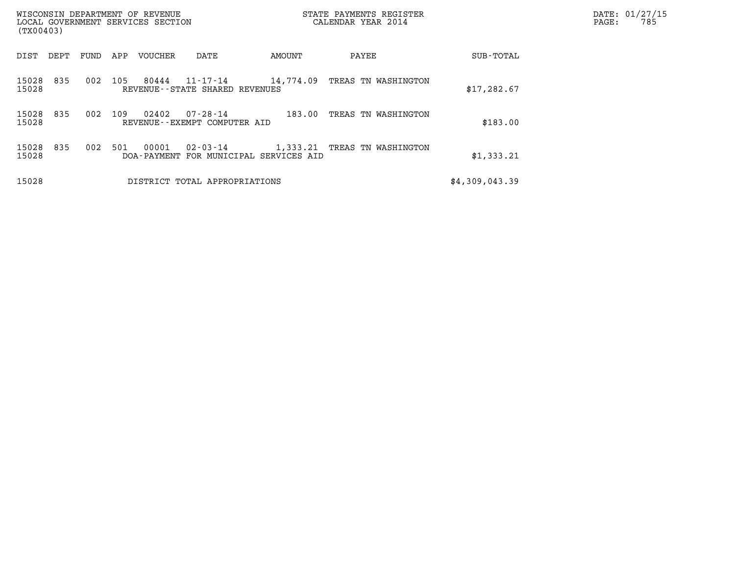WISCONSIN DEPARTMENT OF REVENUE
LOCAL GOVERNMENT SERVICES SECTION
(TX00403)

STATE PAYMENTS REGISTER
CALENDAR YEAR 2014

| DIST | DEPT | FUND | APP | VOUCHER | DATE | AMOUNT | PAYEE | SUB-TOTAL |
|---|---|---|---|---|---|---|---|---|
| 15028 | 835 | 002 | 105 | 80444 | 11-17-14 | 14,774.09 | TREAS TN WASHINGTON | |
| 15028 | | | | REVENUE--STATE SHARED REVENUES | | | | $17,282.67 |
| 15028 | 835 | 002 | 109 | 02402 | 07-28-14 | 183.00 | TREAS TN WASHINGTON | |
| 15028 | | | | REVENUE--EXEMPT COMPUTER AID | | | | $183.00 |
| 15028 | 835 | 002 | 501 | 00001 | 02-03-14 | 1,333.21 | TREAS TN WASHINGTON | |
| 15028 | | | | DOA-PAYMENT FOR MUNICIPAL SERVICES AID | | | | $1,333.21 |
| 15028 | | | | DISTRICT TOTAL APPROPRIATIONS | | | | $4,309,043.39 |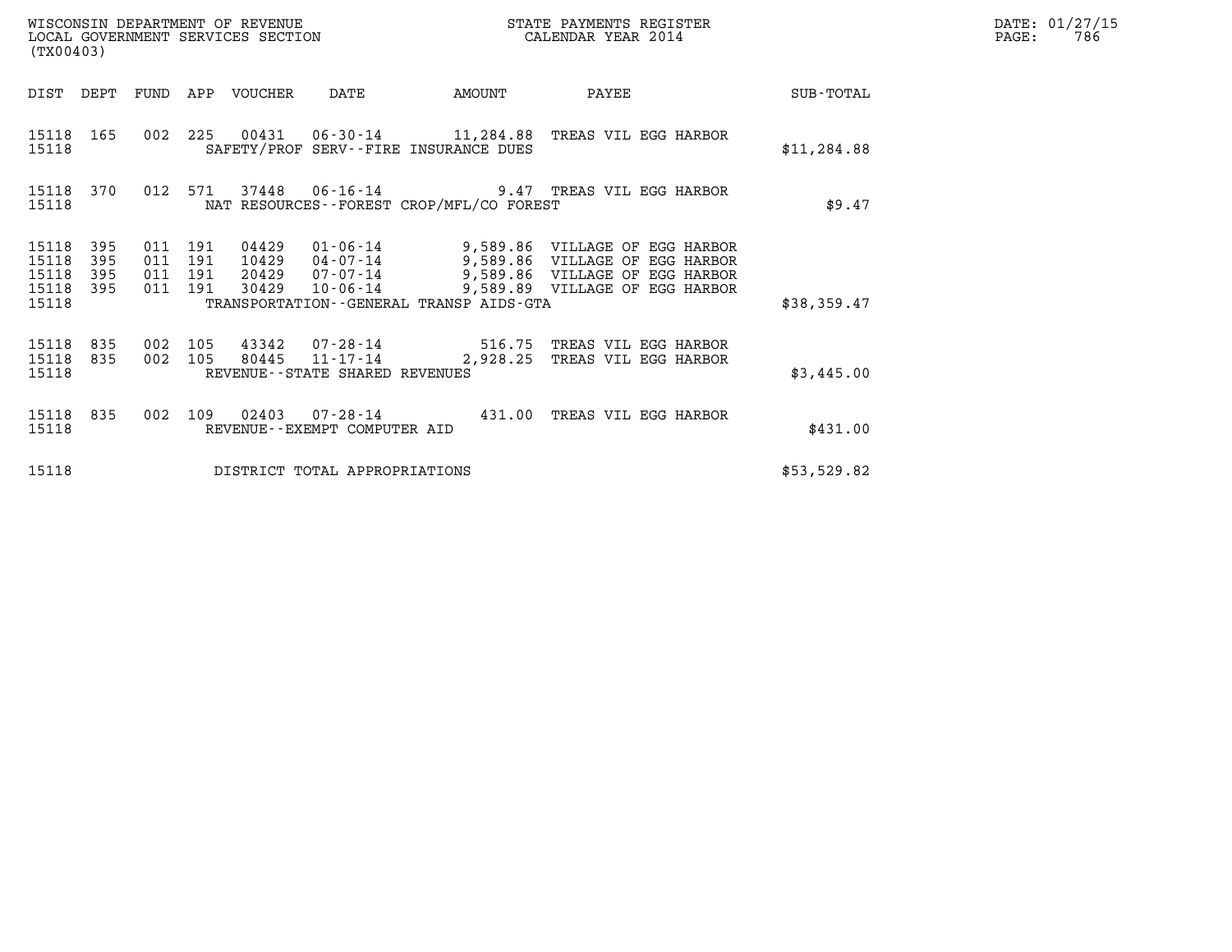WISCONSIN DEPARTMENT OF REVENUE
LOCAL GOVERNMENT SERVICES SECTION
(TX00403)

STATE PAYMENTS REGISTER
CALENDAR YEAR 2014

DATE: 01/27/15
PAGE: 786

| DIST | DEPT | FUND | APP | VOUCHER | DATE | AMOUNT | PAYEE | SUB-TOTAL |
|---|---|---|---|---|---|---|---|---|
| 15118 | 165 | 002 | 225 | 00431 | 06-30-14 | 11,284.88 | TREAS VIL EGG HARBOR | |
| 15118 | | | | SAFETY/PROF SERV--FIRE INSURANCE DUES | | | | $11,284.88 |
| 15118 | 370 | 012 | 571 | 37448 | 06-16-14 | 9.47 | TREAS VIL EGG HARBOR | |
| 15118 | | | | NAT RESOURCES--FOREST CROP/MFL/CO FOREST | | | | $9.47 |
| 15118 | 395 | 011 | 191 | 04429 | 01-06-14 | 9,589.86 | VILLAGE OF EGG HARBOR | |
| 15118 | 395 | 011 | 191 | 10429 | 04-07-14 | 9,589.86 | VILLAGE OF EGG HARBOR | |
| 15118 | 395 | 011 | 191 | 20429 | 07-07-14 | 9,589.86 | VILLAGE OF EGG HARBOR | |
| 15118 | 395 | 011 | 191 | 30429 | 10-06-14 | 9,589.89 | VILLAGE OF EGG HARBOR | |
| 15118 | | | | TRANSPORTATION--GENERAL TRANSP AIDS-GTA | | | | $38,359.47 |
| 15118 | 835 | 002 | 105 | 43342 | 07-28-14 | 516.75 | TREAS VIL EGG HARBOR | |
| 15118 | 835 | 002 | 105 | 80445 | 11-17-14 | 2,928.25 | TREAS VIL EGG HARBOR | |
| 15118 | | | | REVENUE--STATE SHARED REVENUES | | | | $3,445.00 |
| 15118 | 835 | 002 | 109 | 02403 | 07-28-14 | 431.00 | TREAS VIL EGG HARBOR | |
| 15118 | | | | REVENUE--EXEMPT COMPUTER AID | | | | $431.00 |
| 15118 | | | | DISTRICT TOTAL APPROPRIATIONS | | | | $53,529.82 |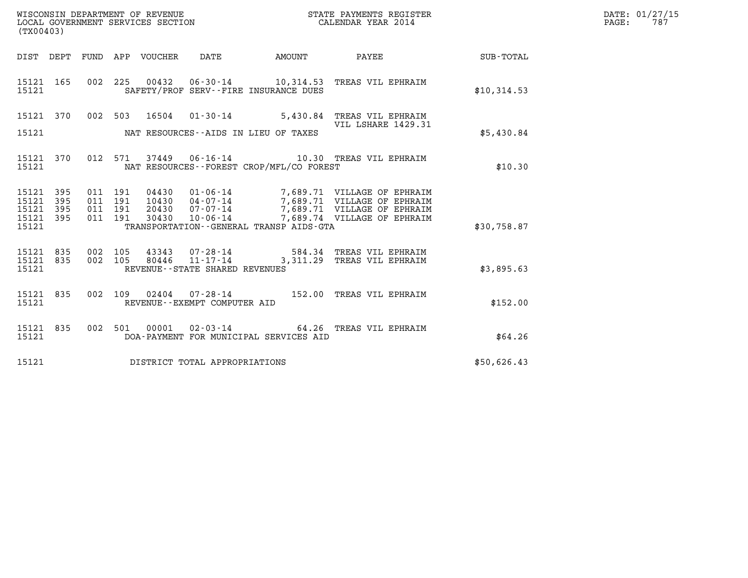WISCONSIN DEPARTMENT OF REVENUE
LOCAL GOVERNMENT SERVICES SECTION
(TX00403)

STATE PAYMENTS REGISTER
CALENDAR YEAR 2014

| DIST | DEPT | FUND | APP | VOUCHER | DATE | AMOUNT | PAYEE | SUB-TOTAL |
|---|---|---|---|---|---|---|---|---|
| 15121 | 165 | 002 | 225 | 00432 | 06-30-14 | 10,314.53 | TREAS VIL EPHRAIM | |
| 15121 | | | | | SAFETY/PROF SERV--FIRE INSURANCE DUES | | | $10,314.53 |
| 15121 | 370 | 002 | 503 | 16504 | 01-30-14 | 5,430.84 | TREAS VIL EPHRAIM VIL LSHARE 1429.31 | |
| 15121 | | | | | NAT RESOURCES--AIDS IN LIEU OF TAXES | | | $5,430.84 |
| 15121 | 370 | 012 | 571 | 37449 | 06-16-14 | 10.30 | TREAS VIL EPHRAIM | |
| 15121 | | | | | NAT RESOURCES--FOREST CROP/MFL/CO FOREST | | | $10.30 |
| 15121 | 395 | 011 | 191 | 04430 | 01-06-14 | 7,689.71 | VILLAGE OF EPHRAIM | |
| 15121 | 395 | 011 | 191 | 10430 | 04-07-14 | 7,689.71 | VILLAGE OF EPHRAIM | |
| 15121 | 395 | 011 | 191 | 20430 | 07-07-14 | 7,689.71 | VILLAGE OF EPHRAIM | |
| 15121 | 395 | 011 | 191 | 30430 | 10-06-14 | 7,689.74 | VILLAGE OF EPHRAIM | |
| 15121 | | | | | TRANSPORTATION--GENERAL TRANSP AIDS-GTA | | | $30,758.87 |
| 15121 | 835 | 002 | 105 | 43343 | 07-28-14 | 584.34 | TREAS VIL EPHRAIM | |
| 15121 | 835 | 002 | 105 | 80446 | 11-17-14 | 3,311.29 | TREAS VIL EPHRAIM | |
| 15121 | | | | | REVENUE--STATE SHARED REVENUES | | | $3,895.63 |
| 15121 | 835 | 002 | 109 | 02404 | 07-28-14 | 152.00 | TREAS VIL EPHRAIM | |
| 15121 | | | | | REVENUE--EXEMPT COMPUTER AID | | | $152.00 |
| 15121 | 835 | 002 | 501 | 00001 | 02-03-14 | 64.26 | TREAS VIL EPHRAIM | |
| 15121 | | | | | DOA-PAYMENT FOR MUNICIPAL SERVICES AID | | | $64.26 |
| 15121 | | | | | DISTRICT TOTAL APPROPRIATIONS | | | $50,626.43 |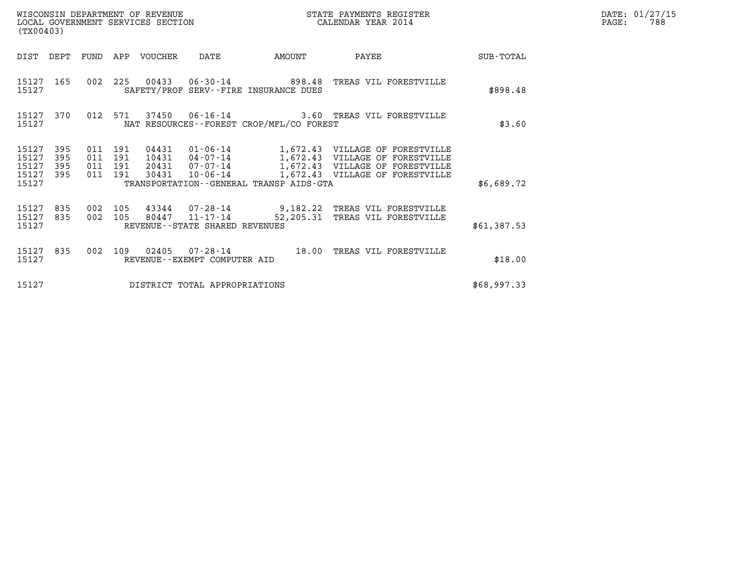WISCONSIN DEPARTMENT OF REVENUE
LOCAL GOVERNMENT SERVICES SECTION
(TX00403)

STATE PAYMENTS REGISTER
CALENDAR YEAR 2014

DATE: 01/27/15
PAGE: 788

| DIST | DEPT | FUND | APP | VOUCHER | DATE | AMOUNT | PAYEE | SUB-TOTAL |
|---|---|---|---|---|---|---|---|---|
| 15127 | 165 | 002 | 225 | 00433 | 06-30-14 | 898.48 | TREAS VIL FORESTVILLE | |
| 15127 | | | | SAFETY/PROF SERV--FIRE INSURANCE DUES | | | | $898.48 |
| 15127 | 370 | 012 | 571 | 37450 | 06-16-14 | 3.60 | TREAS VIL FORESTVILLE | |
| 15127 | | | | NAT RESOURCES--FOREST CROP/MFL/CO FOREST | | | | $3.60 |
| 15127 | 395 | 011 | 191 | 04431 | 01-06-14 | 1,672.43 | VILLAGE OF FORESTVILLE | |
| 15127 | 395 | 011 | 191 | 10431 | 04-07-14 | 1,672.43 | VILLAGE OF FORESTVILLE | |
| 15127 | 395 | 011 | 191 | 20431 | 07-07-14 | 1,672.43 | VILLAGE OF FORESTVILLE | |
| 15127 | 395 | 011 | 191 | 30431 | 10-06-14 | 1,672.43 | VILLAGE OF FORESTVILLE | |
| 15127 | | | | TRANSPORTATION--GENERAL TRANSP AIDS-GTA | | | | $6,689.72 |
| 15127 | 835 | 002 | 105 | 43344 | 07-28-14 | 9,182.22 | TREAS VIL FORESTVILLE | |
| 15127 | 835 | 002 | 105 | 80447 | 11-17-14 | 52,205.31 | TREAS VIL FORESTVILLE | |
| 15127 | | | | REVENUE--STATE SHARED REVENUES | | | | $61,387.53 |
| 15127 | 835 | 002 | 109 | 02405 | 07-28-14 | 18.00 | TREAS VIL FORESTVILLE | |
| 15127 | | | | REVENUE--EXEMPT COMPUTER AID | | | | $18.00 |
| 15127 | | | | DISTRICT TOTAL APPROPRIATIONS | | | | $68,997.33 |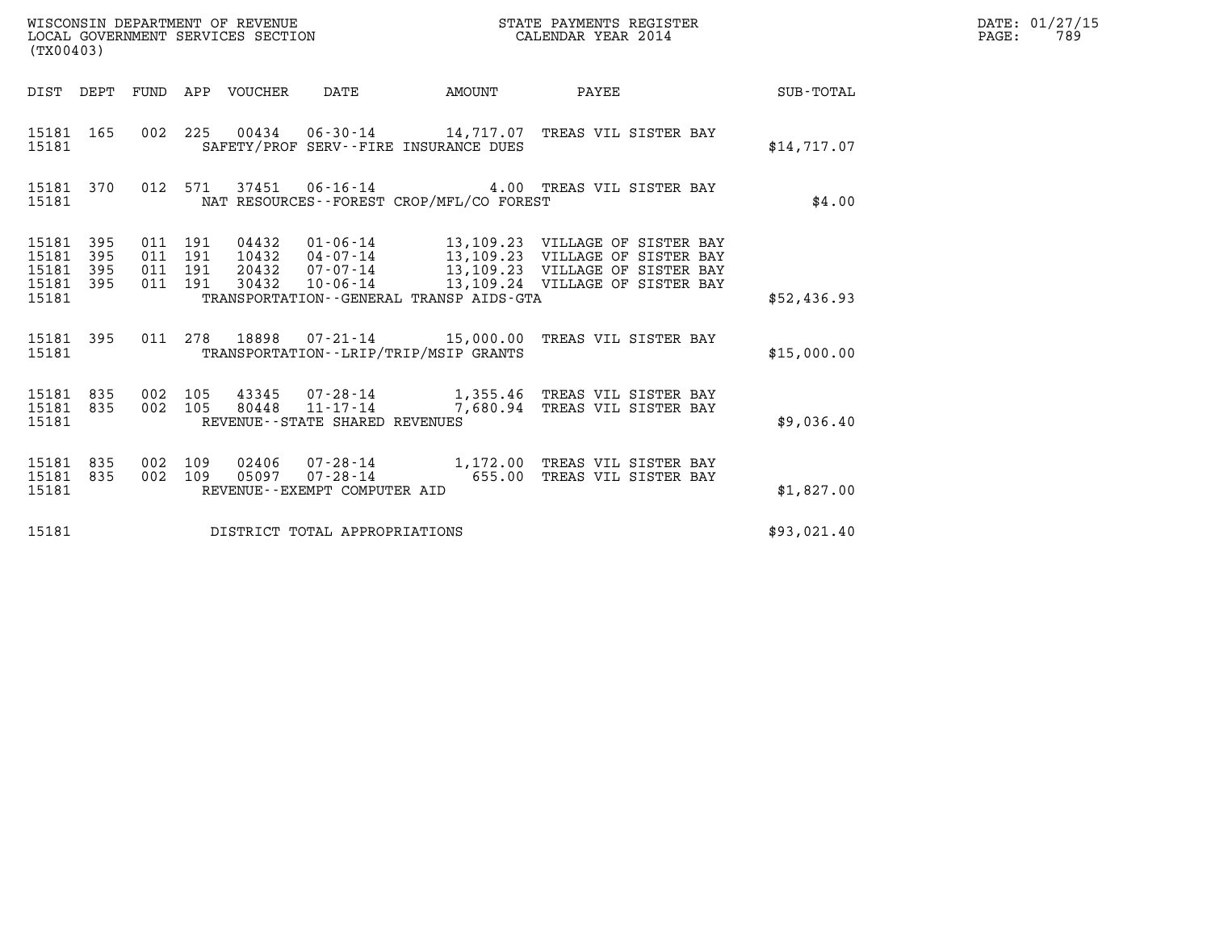WISCONSIN DEPARTMENT OF REVENUE
LOCAL GOVERNMENT SERVICES SECTION
(TX00403)

STATE PAYMENTS REGISTER
CALENDAR YEAR 2014

DATE: 01/27/15
PAGE: 789

| DIST | DEPT | FUND | APP | VOUCHER | DATE | AMOUNT | PAYEE | SUB-TOTAL |
|---|---|---|---|---|---|---|---|---|
| 15181 | 165 | 002 | 225 | 00434 | 06-30-14 | 14,717.07 | TREAS VIL SISTER BAY | |
| 15181 | | | | | SAFETY/PROF SERV--FIRE INSURANCE DUES | | | $14,717.07 |
| 15181 | 370 | 012 | 571 | 37451 | 06-16-14 | 4.00 | TREAS VIL SISTER BAY | |
| 15181 | | | | | NAT RESOURCES--FOREST CROP/MFL/CO FOREST | | | $4.00 |
| 15181 | 395 | 011 | 191 | 04432 | 01-06-14 | 13,109.23 | VILLAGE OF SISTER BAY | |
| 15181 | 395 | 011 | 191 | 10432 | 04-07-14 | 13,109.23 | VILLAGE OF SISTER BAY | |
| 15181 | 395 | 011 | 191 | 20432 | 07-07-14 | 13,109.23 | VILLAGE OF SISTER BAY | |
| 15181 | 395 | 011 | 191 | 30432 | 10-06-14 | 13,109.24 | VILLAGE OF SISTER BAY | |
| 15181 | | | | | TRANSPORTATION--GENERAL TRANSP AIDS-GTA | | | $52,436.93 |
| 15181 | 395 | 011 | 278 | 18898 | 07-21-14 | 15,000.00 | TREAS VIL SISTER BAY | |
| 15181 | | | | | TRANSPORTATION--LRIP/TRIP/MSIP GRANTS | | | $15,000.00 |
| 15181 | 835 | 002 | 105 | 43345 | 07-28-14 | 1,355.46 | TREAS VIL SISTER BAY | |
| 15181 | 835 | 002 | 105 | 80448 | 11-17-14 | 7,680.94 | TREAS VIL SISTER BAY | |
| 15181 | | | | | REVENUE--STATE SHARED REVENUES | | | $9,036.40 |
| 15181 | 835 | 002 | 109 | 02406 | 07-28-14 | 1,172.00 | TREAS VIL SISTER BAY | |
| 15181 | 835 | 002 | 109 | 05097 | 07-28-14 | 655.00 | TREAS VIL SISTER BAY | |
| 15181 | | | | | REVENUE--EXEMPT COMPUTER AID | | | $1,827.00 |
| 15181 | | | | | DISTRICT TOTAL APPROPRIATIONS | | | $93,021.40 |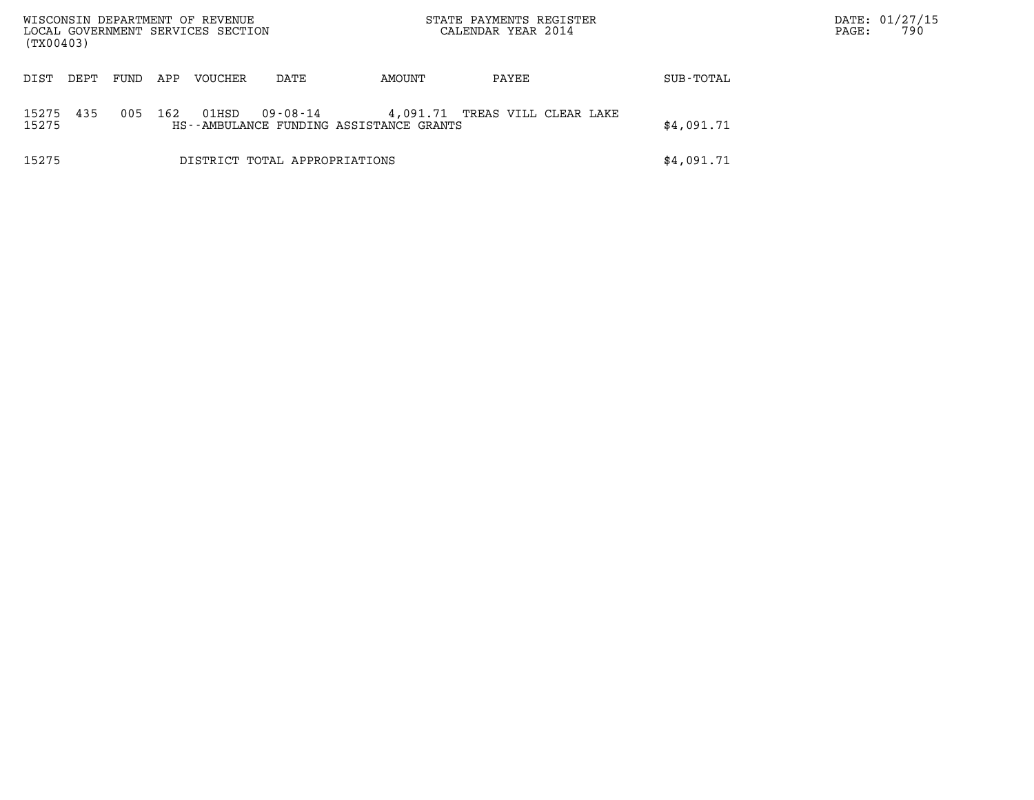WISCONSIN DEPARTMENT OF REVENUE
LOCAL GOVERNMENT SERVICES SECTION
(TX00403)

STATE PAYMENTS REGISTER
CALENDAR YEAR 2014

DATE: 01/27/15

| DIST | DEPT | FUND | APP | VOUCHER | DATE | AMOUNT | PAYEE | SUB-TOTAL |
|---|---|---|---|---|---|---|---|---|
| 15275 | 435 | 005 | 162 | 01HSD | 09-08-14 | 4,091.71 | TREAS VILL CLEAR LAKE | |
| 15275 | | | | HS--AMBULANCE FUNDING ASSISTANCE GRANTS | | | | $4,091.71 |
| 15275 | | | | DISTRICT TOTAL APPROPRIATIONS | | | | $4,091.71 |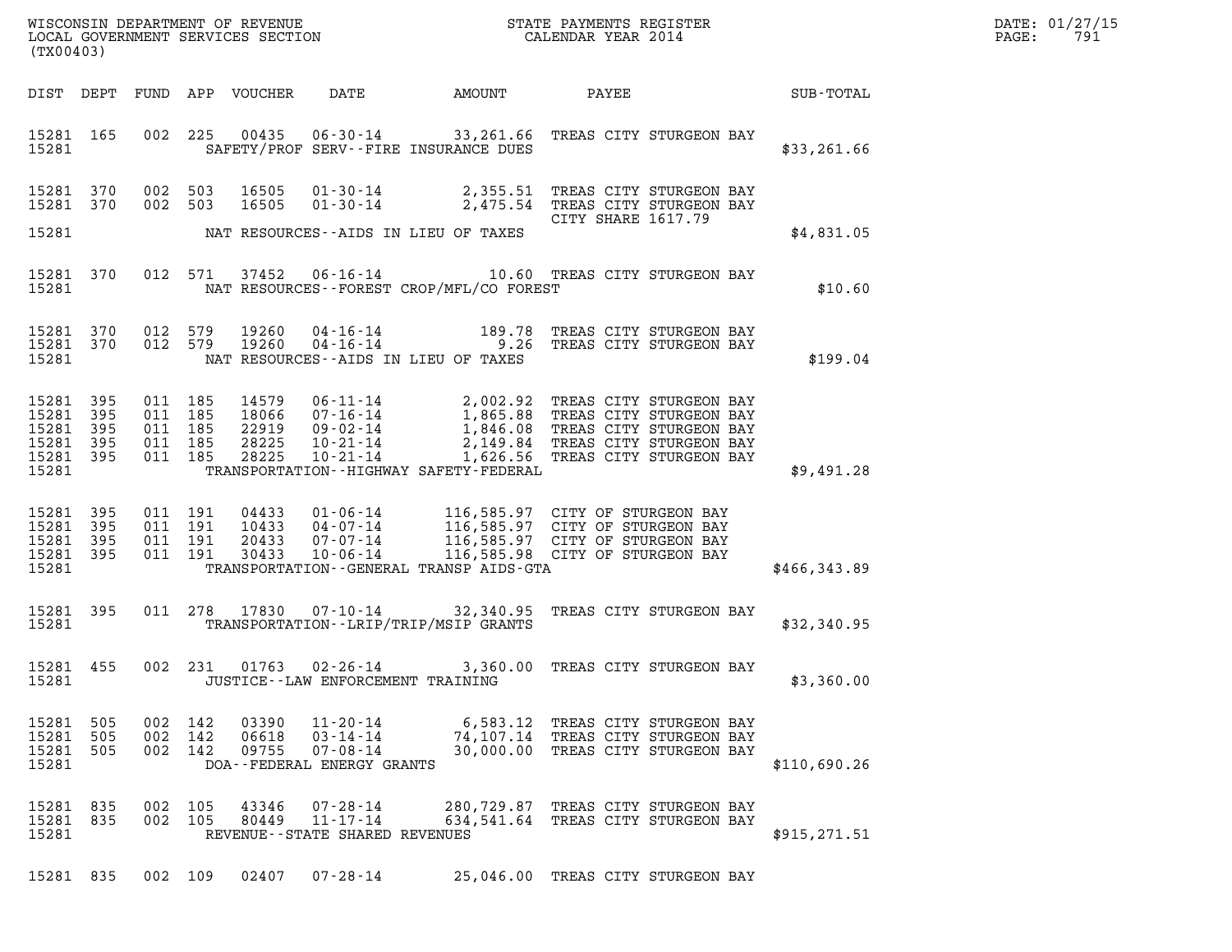WISCONSIN DEPARTMENT OF REVENUE
LOCAL GOVERNMENT SERVICES SECTION
(TX00403)

STATE PAYMENTS REGISTER
CALENDAR YEAR 2014

DATE: 01/27/15
PAGE: 791

| DIST | DEPT | FUND | APP | VOUCHER | DATE | AMOUNT | PAYEE | SUB-TOTAL |
|---|---|---|---|---|---|---|---|---|
| 15281 | 165 | 002 | 225 | 00435 | 06-30-14 | 33,261.66 | TREAS CITY STURGEON BAY | |
| 15281 | | | | | SAFETY/PROF SERV--FIRE INSURANCE DUES | | | $33,261.66 |
| 15281 | 370 | 002 | 503 | 16505 | 01-30-14 | 2,355.51 | TREAS CITY STURGEON BAY | |
| 15281 | 370 | 002 | 503 | 16505 | 01-30-14 | 2,475.54 | TREAS CITY STURGEON BAY CITY SHARE 1617.79 | |
| 15281 | | | | | NAT RESOURCES--AIDS IN LIEU OF TAXES | | | $4,831.05 |
| 15281 | 370 | 012 | 571 | 37452 | 06-16-14 | 10.60 | TREAS CITY STURGEON BAY | |
| 15281 | | | | | NAT RESOURCES--FOREST CROP/MFL/CO FOREST | | | $10.60 |
| 15281 | 370 | 012 | 579 | 19260 | 04-16-14 | 189.78 | TREAS CITY STURGEON BAY | |
| 15281 | 370 | 012 | 579 | 19260 | 04-16-14 | 9.26 | TREAS CITY STURGEON BAY | |
| 15281 | | | | | NAT RESOURCES--AIDS IN LIEU OF TAXES | | | $199.04 |
| 15281 | 395 | 011 | 185 | 14579 | 06-11-14 | 2,002.92 | TREAS CITY STURGEON BAY | |
| 15281 | 395 | 011 | 185 | 18066 | 07-16-14 | 1,865.88 | TREAS CITY STURGEON BAY | |
| 15281 | 395 | 011 | 185 | 22919 | 09-02-14 | 1,846.08 | TREAS CITY STURGEON BAY | |
| 15281 | 395 | 011 | 185 | 28225 | 10-21-14 | 2,149.84 | TREAS CITY STURGEON BAY | |
| 15281 | 395 | 011 | 185 | 28225 | 10-21-14 | 1,626.56 | TREAS CITY STURGEON BAY | |
| 15281 | | | | | TRANSPORTATION--HIGHWAY SAFETY-FEDERAL | | | $9,491.28 |
| 15281 | 395 | 011 | 191 | 04433 | 01-06-14 | 116,585.97 | CITY OF STURGEON BAY | |
| 15281 | 395 | 011 | 191 | 10433 | 04-07-14 | 116,585.97 | CITY OF STURGEON BAY | |
| 15281 | 395 | 011 | 191 | 20433 | 07-07-14 | 116,585.97 | CITY OF STURGEON BAY | |
| 15281 | 395 | 011 | 191 | 30433 | 10-06-14 | 116,585.98 | CITY OF STURGEON BAY | |
| 15281 | | | | | TRANSPORTATION--GENERAL TRANSP AIDS-GTA | | | $466,343.89 |
| 15281 | 395 | 011 | 278 | 17830 | 07-10-14 | 32,340.95 | TREAS CITY STURGEON BAY | |
| 15281 | | | | | TRANSPORTATION--LRIP/TRIP/MSIP GRANTS | | | $32,340.95 |
| 15281 | 455 | 002 | 231 | 01763 | 02-26-14 | 3,360.00 | TREAS CITY STURGEON BAY | |
| 15281 | | | | | JUSTICE--LAW ENFORCEMENT TRAINING | | | $3,360.00 |
| 15281 | 505 | 002 | 142 | 03390 | 11-20-14 | 6,583.12 | TREAS CITY STURGEON BAY | |
| 15281 | 505 | 002 | 142 | 06618 | 03-14-14 | 74,107.14 | TREAS CITY STURGEON BAY | |
| 15281 | 505 | 002 | 142 | 09755 | 07-08-14 | 30,000.00 | TREAS CITY STURGEON BAY | |
| 15281 | | | | | DOA--FEDERAL ENERGY GRANTS | | | $110,690.26 |
| 15281 | 835 | 002 | 105 | 43346 | 07-28-14 | 280,729.87 | TREAS CITY STURGEON BAY | |
| 15281 | 835 | 002 | 105 | 80449 | 11-17-14 | 634,541.64 | TREAS CITY STURGEON BAY | |
| 15281 | | | | | REVENUE--STATE SHARED REVENUES | | | $915,271.51 |
| 15281 | 835 | 002 | 109 | 02407 | 07-28-14 | 25,046.00 | TREAS CITY STURGEON BAY | |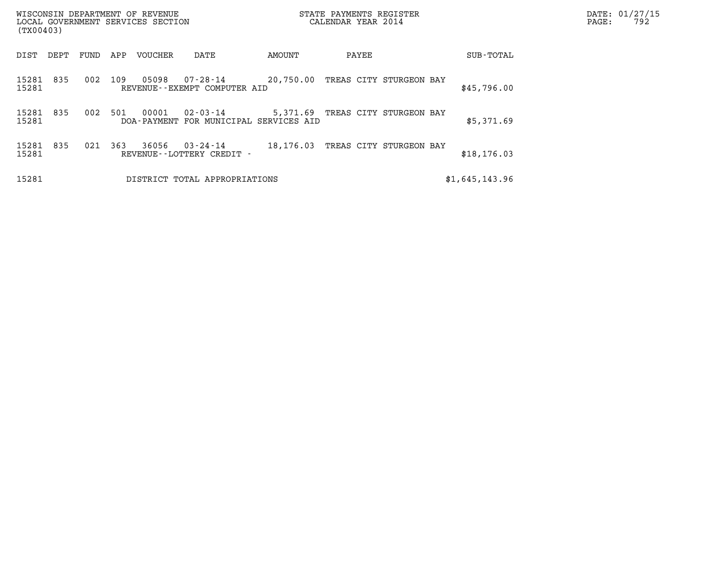WISCONSIN DEPARTMENT OF REVENUE
LOCAL GOVERNMENT SERVICES SECTION
(TX00403)

STATE PAYMENTS REGISTER
CALENDAR YEAR 2014

| DIST | DEPT | FUND | APP | VOUCHER | DATE | AMOUNT | PAYEE | SUB-TOTAL |
|---|---|---|---|---|---|---|---|---|
| 15281 | 835 | 002 | 109 | 05098 | 07-28-14 | 20,750.00 | TREAS CITY STURGEON BAY | |
| 15281 | | | | REVENUE--EXEMPT COMPUTER AID | | | | $45,796.00 |
| 15281 | 835 | 002 | 501 | 00001 | 02-03-14 | 5,371.69 | TREAS CITY STURGEON BAY | |
| 15281 | | | | DOA-PAYMENT FOR MUNICIPAL SERVICES AID | | | | $5,371.69 |
| 15281 | 835 | 021 | 363 | 36056 | 03-24-14 | 18,176.03 | TREAS CITY STURGEON BAY | |
| 15281 | | | | REVENUE--LOTTERY CREDIT - | | | | $18,176.03 |
| 15281 | | | | DISTRICT TOTAL APPROPRIATIONS | | | | $1,645,143.96 |